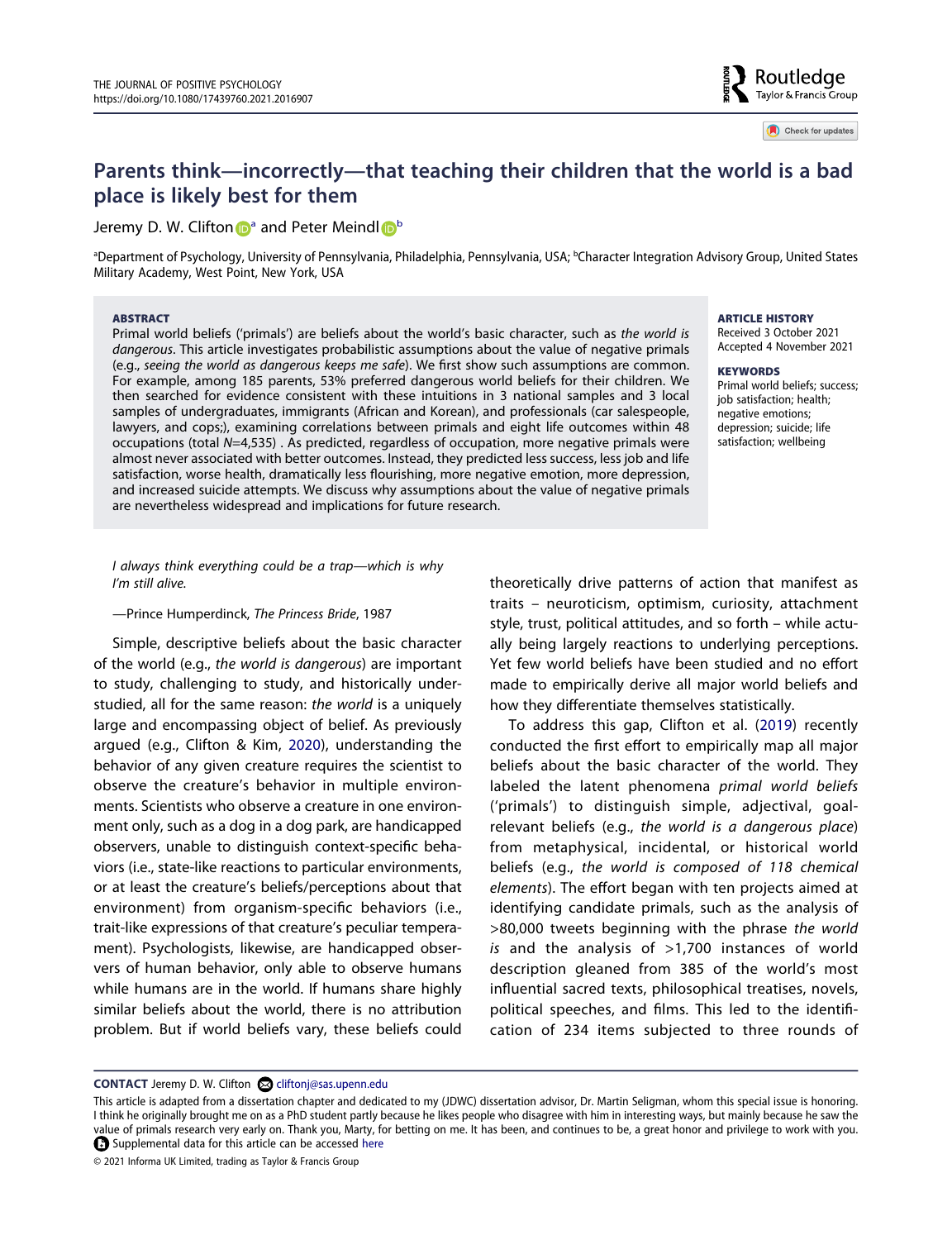# Parents think—incorrectly—that teaching their children that the world is a bad place is likely best for them

Jeremy D. W. Clifton [a] and Peter Meindl [b]

[a]Department of Psychology, University of Pennsylvania, Philadelphia, Pennsylvania, USA; [b]Character Integration Advisory Group, United States Military Academy, West Point, New York, USA

### ABSTRACT

Primal world beliefs ('primals') are beliefs about the world's basic character, such as *the world is dangerous*. This article investigates probabilistic assumptions about the value of negative primals (e.g., *seeing the world as dangerous keeps me safe*). We first show such assumptions are common. For example, among 185 parents, 53% preferred dangerous world beliefs for their children. We then searched for evidence consistent with these intuitions in 3 national samples and 3 local samples of undergraduates, immigrants (African and Korean), and professionals (car salespeople, lawyers, and cops;), examining correlations between primals and eight life outcomes within 48 occupations (total *N*=4,535) . As predicted, regardless of occupation, more negative primals were almost never associated with better outcomes. Instead, they predicted less success, less job and life satisfaction, worse health, dramatically less flourishing, more negative emotion, more depression, and increased suicide attempts. We discuss why assumptions about the value of negative primals are nevertheless widespread and implications for future research.

### ARTICLE HISTORY

Received 3 October 2021
Accepted 4 November 2021

### KEYWORDS

Primal world beliefs; success; job satisfaction; health; negative emotions; depression; suicide; life satisfaction; wellbeing

*I always think everything could be a trap—which is why I'm still alive.*

—Prince Humperdinck, *The Princess Bride*, 1987

Simple, descriptive beliefs about the basic character of the world (e.g., *the world is dangerous*) are important to study, challenging to study, and historically understudied, all for the same reason: *the world* is a uniquely large and encompassing object of belief. As previously argued (e.g., Clifton & Kim, 2020), understanding the behavior of any given creature requires the scientist to observe the creature's behavior in multiple environments. Scientists who observe a creature in one environment only, such as a dog in a dog park, are handicapped observers, unable to distinguish context-specific behaviors (i.e., state-like reactions to particular environments, or at least the creature's beliefs/perceptions about that environment) from organism-specific behaviors (i.e., trait-like expressions of that creature's peculiar temperament). Psychologists, likewise, are handicapped observers of human behavior, only able to observe humans while humans are in the world. If humans share highly similar beliefs about the world, there is no attribution problem. But if world beliefs vary, these beliefs could theoretically drive patterns of action that manifest as traits – neuroticism, optimism, curiosity, attachment style, trust, political attitudes, and so forth – while actually being largely reactions to underlying perceptions. Yet few world beliefs have been studied and no effort made to empirically derive all major world beliefs and how they differentiate themselves statistically.

To address this gap, Clifton et al. (2019) recently conducted the first effort to empirically map all major beliefs about the basic character of the world. They labeled the latent phenomena *primal world beliefs* ('primals') to distinguish simple, adjectival, goal-relevant beliefs (e.g., *the world is a dangerous place*) from metaphysical, incidental, or historical world beliefs (e.g., *the world is composed of 118 chemical elements*). The effort began with ten projects aimed at identifying candidate primals, such as the analysis of >80,000 tweets beginning with the phrase *the world is* and the analysis of >1,700 instances of world description gleaned from 385 of the world's most influential sacred texts, philosophical treatises, novels, political speeches, and films. This led to the identification of 234 items subjected to three rounds of

**CONTACT** Jeremy D. W. Clifton cliftonj@sas.upenn.edu

This article is adapted from a dissertation chapter and dedicated to my (JDWC) dissertation advisor, Dr. Martin Seligman, whom this special issue is honoring. I think he originally brought me on as a PhD student partly because he likes people who disagree with him in interesting ways, but mainly because he saw the value of primals research very early on. Thank you, Marty, for betting on me. It has been, and continues to be, a great honor and privilege to work with you.

Supplemental data for this article can be accessed here

© 2021 Informa UK Limited, trading as Taylor & Francis Group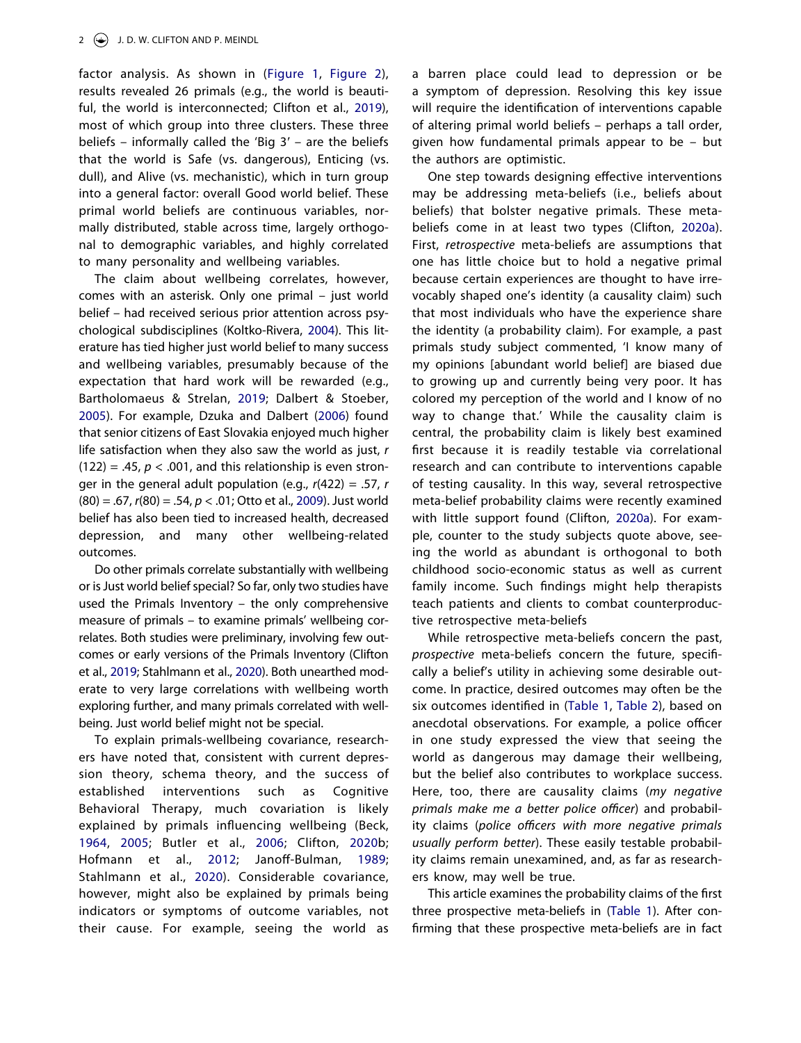factor analysis. As shown in (Figure 1, Figure 2), results revealed 26 primals (e.g., the world is beautiful, the world is interconnected; Clifton et al., 2019), most of which group into three clusters. These three beliefs – informally called the 'Big 3' – are the beliefs that the world is Safe (vs. dangerous), Enticing (vs. dull), and Alive (vs. mechanistic), which in turn group into a general factor: overall Good world belief. These primal world beliefs are continuous variables, normally distributed, stable across time, largely orthogonal to demographic variables, and highly correlated to many personality and wellbeing variables.

The claim about wellbeing correlates, however, comes with an asterisk. Only one primal – just world belief – had received serious prior attention across psychological subdisciplines (Koltko-Rivera, 2004). This literature has tied higher just world belief to many success and wellbeing variables, presumably because of the expectation that hard work will be rewarded (e.g., Bartholomaeus & Strelan, 2019; Dalbert & Stoeber, 2005). For example, Dzuka and Dalbert (2006) found that senior citizens of East Slovakia enjoyed much higher life satisfaction when they also saw the world as just, $r(122) = .45$, $p < .001$, and this relationship is even stronger in the general adult population (e.g., $r(422) = .57$, $r(80) = .67$, $r(80) = .54$, $p < .01$; Otto et al., 2009). Just world belief has also been tied to increased health, decreased depression, and many other wellbeing-related outcomes.

Do other primals correlate substantially with wellbeing or is Just world belief special? So far, only two studies have used the Primals Inventory – the only comprehensive measure of primals – to examine primals' wellbeing correlates. Both studies were preliminary, involving few outcomes or early versions of the Primals Inventory (Clifton et al., 2019; Stahlmann et al., 2020). Both unearthed moderate to very large correlations with wellbeing worth exploring further, and many primals correlated with wellbeing. Just world belief might not be special.

To explain primals-wellbeing covariance, researchers have noted that, consistent with current depression theory, schema theory, and the success of established interventions such as Cognitive Behavioral Therapy, much covariation is likely explained by primals influencing wellbeing (Beck, 1964, 2005; Butler et al., 2006; Clifton, 2020b; Hofmann et al., 2012; Janoff-Bulman, 1989; Stahlmann et al., 2020). Considerable covariance, however, might also be explained by primals being indicators or symptoms of outcome variables, not their cause. For example, seeing the world as a barren place could lead to depression or be a symptom of depression. Resolving this key issue will require the identification of interventions capable of altering primal world beliefs – perhaps a tall order, given how fundamental primals appear to be – but the authors are optimistic.

One step towards designing effective interventions may be addressing meta-beliefs (i.e., beliefs about beliefs) that bolster negative primals. These meta-beliefs come in at least two types (Clifton, 2020a). First, *retrospective* meta-beliefs are assumptions that one has little choice but to hold a negative primal because certain experiences are thought to have irrevocably shaped one's identity (a causality claim) such that most individuals who have the experience share the identity (a probability claim). For example, a past primals study subject commented, 'I know many of my opinions [abundant world belief] are biased due to growing up and currently being very poor. It has colored my perception of the world and I know of no way to change that.' While the causality claim is central, the probability claim is likely best examined first because it is readily testable via correlational research and can contribute to interventions capable of testing causality. In this way, several retrospective meta-belief probability claims were recently examined with little support found (Clifton, 2020a). For example, counter to the study subjects quote above, seeing the world as abundant is orthogonal to both childhood socio-economic status as well as current family income. Such findings might help therapists teach patients and clients to combat counterproductive retrospective meta-beliefs

While retrospective meta-beliefs concern the past, *prospective* meta-beliefs concern the future, specifically a belief's utility in achieving some desirable outcome. In practice, desired outcomes may often be the six outcomes identified in (Table 1, Table 2), based on anecdotal observations. For example, a police officer in one study expressed the view that seeing the world as dangerous may damage their wellbeing, but the belief also contributes to workplace success. Here, too, there are causality claims (*my negative primals make me a better police officer*) and probability claims (*police officers with more negative primals usually perform better*). These easily testable probability claims remain unexamined, and, as far as researchers know, may well be true.

This article examines the probability claims of the first three prospective meta-beliefs in (Table 1). After confirming that these prospective meta-beliefs are in fact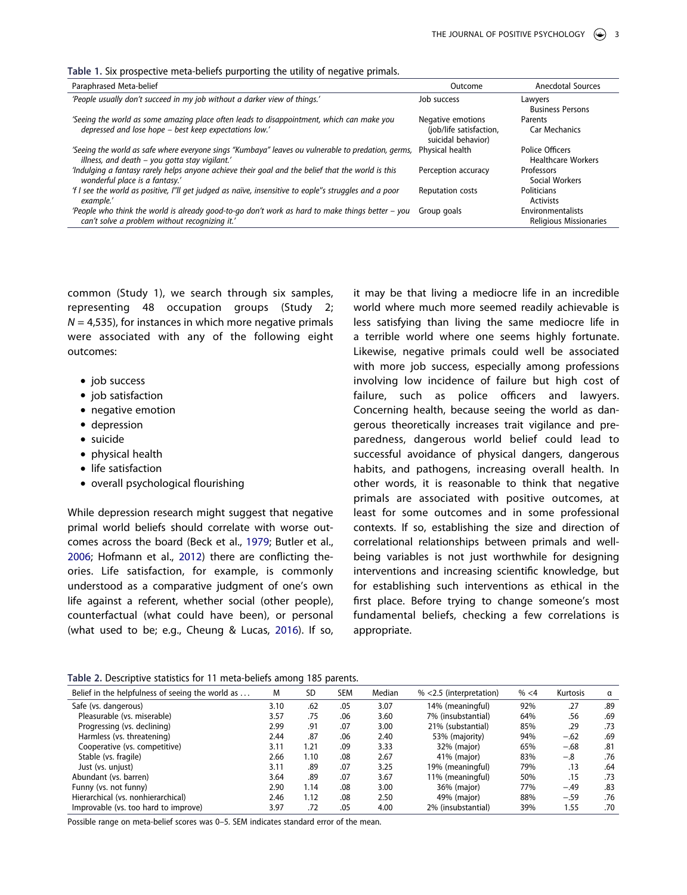**Table 1.** Six prospective meta-beliefs purporting the utility of negative primals.

| Paraphrased Meta-belief | Outcome | Anecdotal Sources |
|---|---|---|
| 'People usually don't succeed in my job without a darker view of things.' | Job success | Lawyers<br>Business Persons |
| 'Seeing the world as some amazing place often leads to disappointment, which can make you depressed and lose hope – best keep expectations low.' | Negative emotions (job/life satisfaction, suicidal behavior) | Parents<br>Car Mechanics |
| 'Seeing the world as safe where everyone sings "Kumbaya" leaves ou vulnerable to predation, germs, illness, and death – you gotta stay vigilant.' | Physical health | Police Officers<br>Healthcare Workers |
| 'Indulging a fantasy rarely helps anyone achieve their goal and the belief that the world is this wonderful place is a fantasy.' | Perception accuracy | Professors<br>Social Workers |
| 'f I see the world as positive, I"ll get judged as naïve, insensitive to eople"s struggles and a poor example.' | Reputation costs | Politicians<br>Activists |
| 'People who think the world is already good-to-go don't work as hard to make things better – you can't solve a problem without recognizing it.' | Group goals | Environmentalists<br>Religious Missionaries |

common (Study 1), we search through six samples, representing 48 occupation groups (Study 2; $N = 4{,}535$), for instances in which more negative primals were associated with any of the following eight outcomes:

- job success
- job satisfaction
- negative emotion
- depression
- suicide
- physical health
- life satisfaction
- overall psychological flourishing

While depression research might suggest that negative primal world beliefs should correlate with worse outcomes across the board (Beck et al., 1979; Butler et al., 2006; Hofmann et al., 2012) there are conflicting theories. Life satisfaction, for example, is commonly understood as a comparative judgment of one's own life against a referent, whether social (other people), counterfactual (what could have been), or personal (what used to be; e.g., Cheung & Lucas, 2016). If so, it may be that living a mediocre life in an incredible world where much more seemed readily achievable is less satisfying than living the same mediocre life in a terrible world where one seems highly fortunate. Likewise, negative primals could well be associated with more job success, especially among professions involving low incidence of failure but high cost of failure, such as police officers and lawyers. Concerning health, because seeing the world as dangerous theoretically increases trait vigilance and preparedness, dangerous world belief could lead to successful avoidance of physical dangers, dangerous habits, and pathogens, increasing overall health. In other words, it is reasonable to think that negative primals are associated with positive outcomes, at least for some outcomes and in some professional contexts. If so, establishing the size and direction of correlational relationships between primals and well-being variables is not just worthwhile for designing interventions and increasing scientific knowledge, but for establishing such interventions as ethical in the first place. Before trying to change someone's most fundamental beliefs, checking a few correlations is appropriate.

**Table 2.** Descriptive statistics for 11 meta-beliefs among 185 parents.

| Belief in the helpfulness of seeing the world as … | M | SD | SEM | Median | % <2.5 (interpretation) | % <4 | Kurtosis | α |
|---|---|---|---|---|---|---|---|---|
| Safe (vs. dangerous) | 3.10 | .62 | .05 | 3.07 | 14% (meaningful) | 92% | .27 | .89 |
| Pleasurable (vs. miserable) | 3.57 | .75 | .06 | 3.60 | 7% (insubstantial) | 64% | .56 | .69 |
| Progressing (vs. declining) | 2.99 | .91 | .07 | 3.00 | 21% (substantial) | 85% | .29 | .73 |
| Harmless (vs. threatening) | 2.44 | .87 | .06 | 2.40 | 53% (majority) | 94% | −.62 | .69 |
| Cooperative (vs. competitive) | 3.11 | 1.21 | .09 | 3.33 | 32% (major) | 65% | −.68 | .81 |
| Stable (vs. fragile) | 2.66 | 1.10 | .08 | 2.67 | 41% (major) | 83% | −.8 | .76 |
| Just (vs. unjust) | 3.11 | .89 | .07 | 3.25 | 19% (meaningful) | 79% | .13 | .64 |
| Abundant (vs. barren) | 3.64 | .89 | .07 | 3.67 | 11% (meaningful) | 50% | .15 | .73 |
| Funny (vs. not funny) | 2.90 | 1.14 | .08 | 3.00 | 36% (major) | 77% | −.49 | .83 |
| Hierarchical (vs. nonhierarchical) | 2.46 | 1.12 | .08 | 2.50 | 49% (major) | 88% | −.59 | .76 |
| Improvable (vs. too hard to improve) | 3.97 | .72 | .05 | 4.00 | 2% (insubstantial) | 39% | 1.55 | .70 |

Possible range on meta-belief scores was 0–5. SEM indicates standard error of the mean.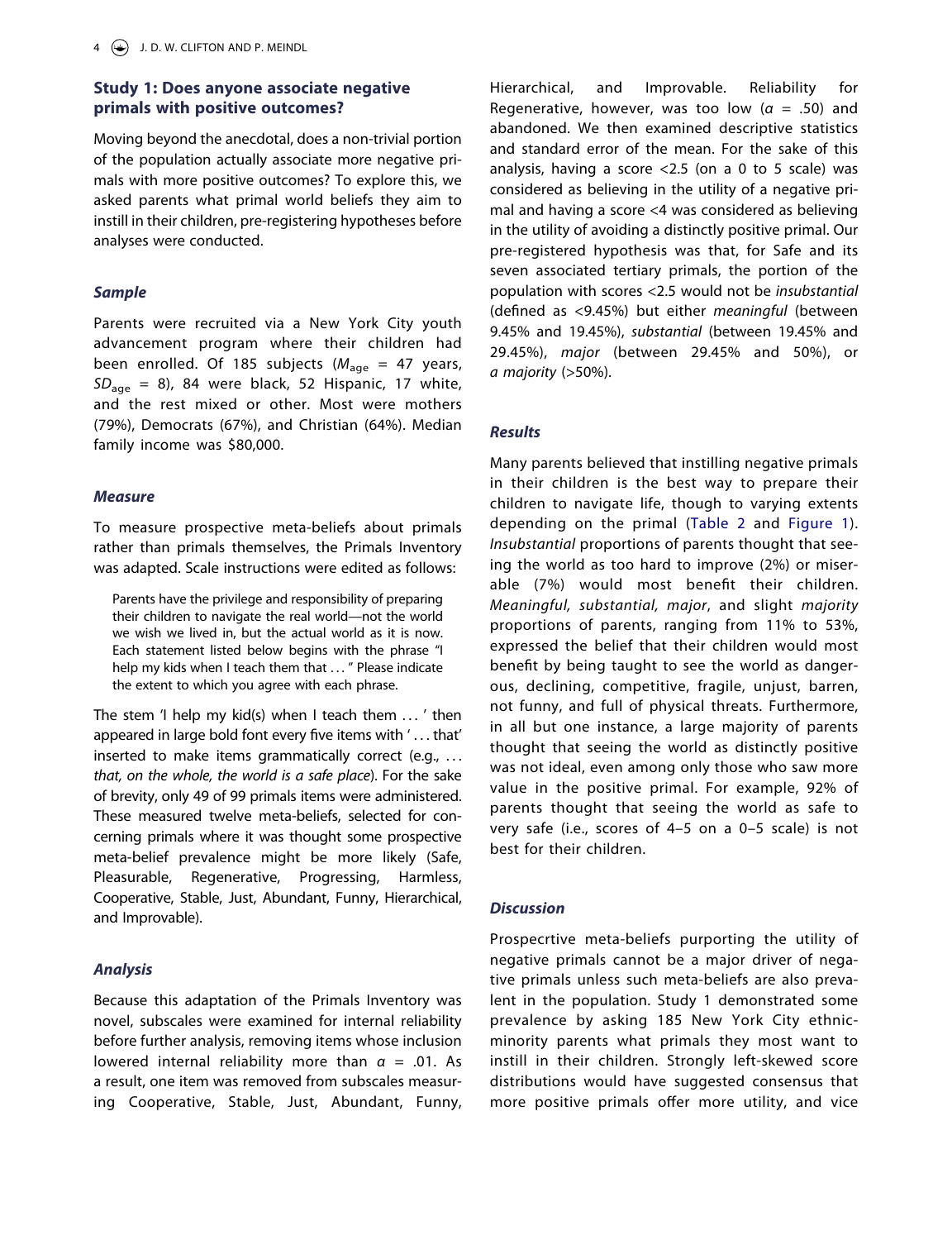## Study 1: Does anyone associate negative primals with positive outcomes?

Moving beyond the anecdotal, does a non-trivial portion of the population actually associate more negative primals with more positive outcomes? To explore this, we asked parents what primal world beliefs they aim to instill in their children, pre-registering hypotheses before analyses were conducted.

### *Sample*

Parents were recruited via a New York City youth advancement program where their children had been enrolled. Of 185 subjects ($M_{\text{age}}$ = 47 years, $SD_{\text{age}}$ = 8), 84 were black, 52 Hispanic, 17 white, and the rest mixed or other. Most were mothers (79%), Democrats (67%), and Christian (64%). Median family income was $80,000.

### *Measure*

To measure prospective meta-beliefs about primals rather than primals themselves, the Primals Inventory was adapted. Scale instructions were edited as follows:

> Parents have the privilege and responsibility of preparing their children to navigate the real world—not the world we wish we lived in, but the actual world as it is now. Each statement listed below begins with the phrase "I help my kids when I teach them that … " Please indicate the extent to which you agree with each phrase.

The stem 'I help my kid(s) when I teach them … ' then appeared in large bold font every five items with ' … that' inserted to make items grammatically correct (e.g., … *that, on the whole, the world is a safe place*). For the sake of brevity, only 49 of 99 primals items were administered. These measured twelve meta-beliefs, selected for concerning primals where it was thought some prospective meta-belief prevalence might be more likely (Safe, Pleasurable, Regenerative, Progressing, Harmless, Cooperative, Stable, Just, Abundant, Funny, Hierarchical, and Improvable).

### *Analysis*

Because this adaptation of the Primals Inventory was novel, subscales were examined for internal reliability before further analysis, removing items whose inclusion lowered internal reliability more than $\alpha$ = .01. As a result, one item was removed from subscales measuring Cooperative, Stable, Just, Abundant, Funny, Hierarchical, and Improvable. Reliability for Regenerative, however, was too low ($\alpha$ = .50) and abandoned. We then examined descriptive statistics and standard error of the mean. For the sake of this analysis, having a score <2.5 (on a 0 to 5 scale) was considered as believing in the utility of a negative primal and having a score <4 was considered as believing in the utility of avoiding a distinctly positive primal. Our pre-registered hypothesis was that, for Safe and its seven associated tertiary primals, the portion of the population with scores <2.5 would not be *insubstantial* (defined as <9.45%) but either *meaningful* (between 9.45% and 19.45%), *substantial* (between 19.45% and 29.45%), *major* (between 29.45% and 50%), or *a majority* (>50%).

### *Results*

Many parents believed that instilling negative primals in their children is the best way to prepare their children to navigate life, though to varying extents depending on the primal (Table 2 and Figure 1). *Insubstantial* proportions of parents thought that seeing the world as too hard to improve (2%) or miserable (7%) would most benefit their children. *Meaningful, substantial, major*, and slight *majority* proportions of parents, ranging from 11% to 53%, expressed the belief that their children would most benefit by being taught to see the world as dangerous, declining, competitive, fragile, unjust, barren, not funny, and full of physical threats. Furthermore, in all but one instance, a large majority of parents thought that seeing the world as distinctly positive was not ideal, even among only those who saw more value in the positive primal. For example, 92% of parents thought that seeing the world as safe to very safe (i.e., scores of 4–5 on a 0–5 scale) is not best for their children.

### *Discussion*

Prospecrtive meta-beliefs purporting the utility of negative primals cannot be a major driver of negative primals unless such meta-beliefs are also prevalent in the population. Study 1 demonstrated some prevalence by asking 185 New York City ethnic-minority parents what primals they most want to instill in their children. Strongly left-skewed score distributions would have suggested consensus that more positive primals offer more utility, and vice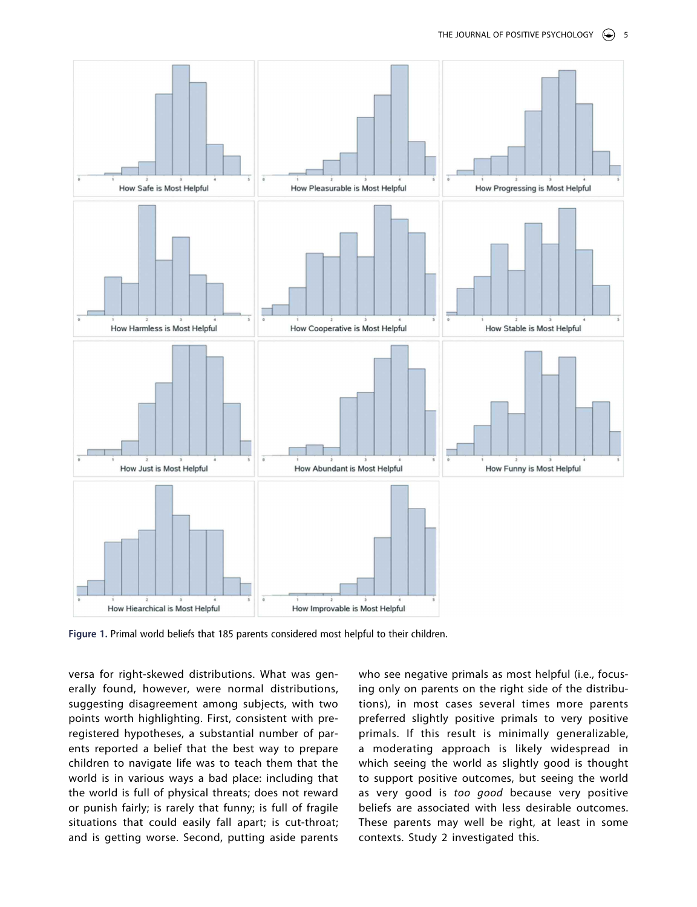How Safe is Most Helpful

How Pleasurable is Most Helpful

How Progressing is Most Helpful

How Harmless is Most Helpful

How Cooperative is Most Helpful

How Stable is Most Helpful

How Just is Most Helpful

How Abundant is Most Helpful

How Funny is Most Helpful

How Hiearchical is Most Helpful

How Improvable is Most Helpful

**Figure 1.** Primal world beliefs that 185 parents considered most helpful to their children.

versa for right-skewed distributions. What was generally found, however, were normal distributions, suggesting disagreement among subjects, with two points worth highlighting. First, consistent with preregistered hypotheses, a substantial number of parents reported a belief that the best way to prepare children to navigate life was to teach them that the world is in various ways a bad place: including that the world is full of physical threats; does not reward or punish fairly; is rarely that funny; is full of fragile situations that could easily fall apart; is cut-throat; and is getting worse. Second, putting aside parents who see negative primals as most helpful (i.e., focusing only on parents on the right side of the distributions), in most cases several times more parents preferred slightly positive primals to very positive primals. If this result is minimally generalizable, a moderating approach is likely widespread in which seeing the world as slightly good is thought to support positive outcomes, but seeing the world as very good is *too good* because very positive beliefs are associated with less desirable outcomes. These parents may well be right, at least in some contexts. Study 2 investigated this.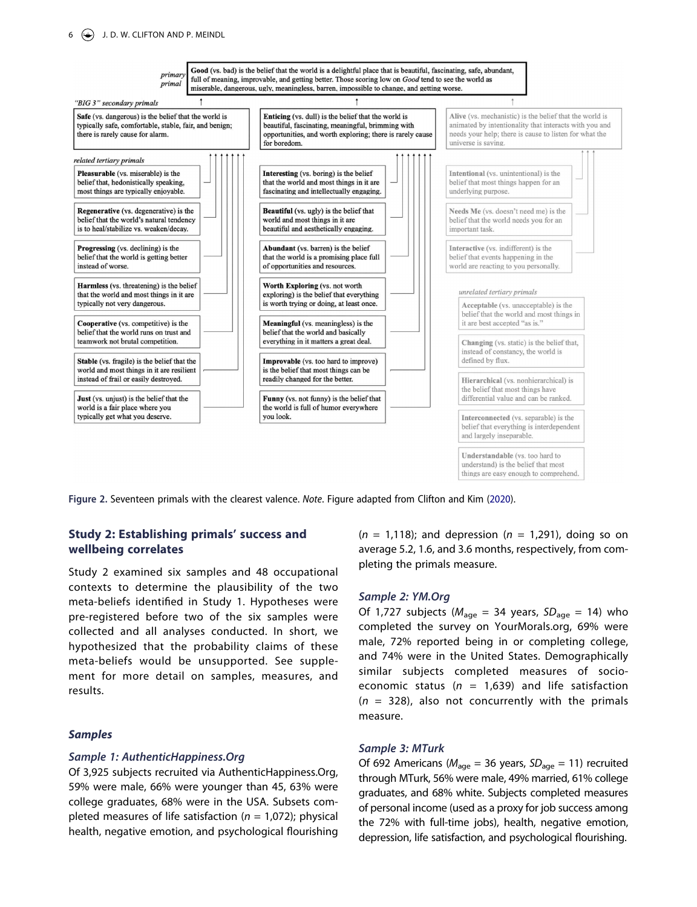primary primal

**Good** (vs. bad) is the belief that the world is a delightful place that is beautiful, fascinating, safe, abundant, full of meaning, improvable, and getting better. Those scoring low on *Good* tend to see the world as miserable, dangerous, ugly, meaningless, barren, impossible to change, and getting worse.

"BIG 3" secondary primals

**Safe** (vs. dangerous) is the belief that the world is typically safe, comfortable, stable, fair, and benign; there is rarely cause for alarm.

**Enticing** (vs. dull) is the belief that the world is beautiful, fascinating, meaningful, brimming with opportunities, and worth exploring; there is rarely cause for boredom.

**Alive** (vs. mechanistic) is the belief that the world is animated by intentionality that interacts with you and needs your help; there is cause to listen for what the universe is saving.

related tertiary primals

**Pleasurable** (vs. miserable) is the belief that, hedonistically speaking, most things are typically enjoyable.

**Regenerative** (vs. degenerative) is the belief that the world's natural tendency is to heal/stabilize vs. weaken/decay.

**Progressing** (vs. declining) is the belief that the world is getting better instead of worse.

**Harmless** (vs. threatening) is the belief that the world and most things in it are typically not very dangerous.

**Cooperative** (vs. competitive) is the belief that the world runs on trust and teamwork not brutal competition.

**Stable** (vs. fragile) is the belief that the world and most things in it are resilient instead of frail or easily destroyed.

**Just** (vs. unjust) is the belief that the world is a fair place where you typically get what you deserve.

**Interesting** (vs. boring) is the belief that the world and most things in it are fascinating and intellectually engaging.

**Beautiful** (vs. ugly) is the belief that the world and most things in it are beautiful and aesthetically engaging.

**Abundant** (vs. barren) is the belief that the world is a promising place full of opportunities and resources.

**Worth Exploring** (vs. not worth exploring) is the belief that everything is worth trying or doing, at least once.

**Meaningful** (vs. meaningless) is the belief that the world and basically everything in it matters a great deal.

**Improvable** (vs. too hard to improve) is the belief that most things can be readily changed for the better.

**Funny** (vs. not funny) is the belief that the world is full of humor everywhere you look.

**Intentional** (vs. unintentional) is the belief that most things happen for an underlying purpose.

**Needs Me** (vs. doesn't need me) is the belief that the world needs you for an important task.

**Interactive** (vs. indifferent) is the belief that events happening in the world are reacting to you personally.

unrelated tertiary primals

**Acceptable** (vs. unacceptable) is the belief that the world and most things in it are best accepted "as is."

**Changing** (vs. static) is the belief that, instead of constancy, the world is defined by flux.

**Hierarchical** (vs. nonhierarchical) is the belief that most things have differential value and can be ranked.

**Interconnected** (vs. separable) is the belief that everything is interdependent and largely inseparable.

**Understandable** (vs. too hard to understand) is the belief that most things are easy enough to comprehend.

**Figure 2.** Seventeen primals with the clearest valence. *Note*. Figure adapted from Clifton and Kim (2020).

## Study 2: Establishing primals' success and wellbeing correlates

Study 2 examined six samples and 48 occupational contexts to determine the plausibility of the two meta-beliefs identified in Study 1. Hypotheses were pre-registered before two of the six samples were collected and all analyses conducted. In short, we hypothesized that the probability claims of these meta-beliefs would be unsupported. See supplement for more detail on samples, measures, and results.

### *Samples*

#### *Sample 1: AuthenticHappiness.Org*

Of 3,925 subjects recruited via AuthenticHappiness.Org, 59% were male, 66% were younger than 45, 63% were college graduates, 68% were in the USA. Subsets completed measures of life satisfaction ($n$ = 1,072); physical health, negative emotion, and psychological flourishing ($n$ = 1,118); and depression ($n$ = 1,291), doing so on average 5.2, 1.6, and 3.6 months, respectively, from completing the primals measure.

#### *Sample 2: YM.Org*

Of 1,727 subjects ($M_{age}$ = 34 years, $SD_{age}$ = 14) who completed the survey on YourMorals.org, 69% were male, 72% reported being in or completing college, and 74% were in the United States. Demographically similar subjects completed measures of socioeconomic status ($n$ = 1,639) and life satisfaction ($n$ = 328), also not concurrently with the primals measure.

#### *Sample 3: MTurk*

Of 692 Americans ($M_{age}$ = 36 years, $SD_{age}$ = 11) recruited through MTurk, 56% were male, 49% married, 61% college graduates, and 68% white. Subjects completed measures of personal income (used as a proxy for job success among the 72% with full-time jobs), health, negative emotion, depression, life satisfaction, and psychological flourishing.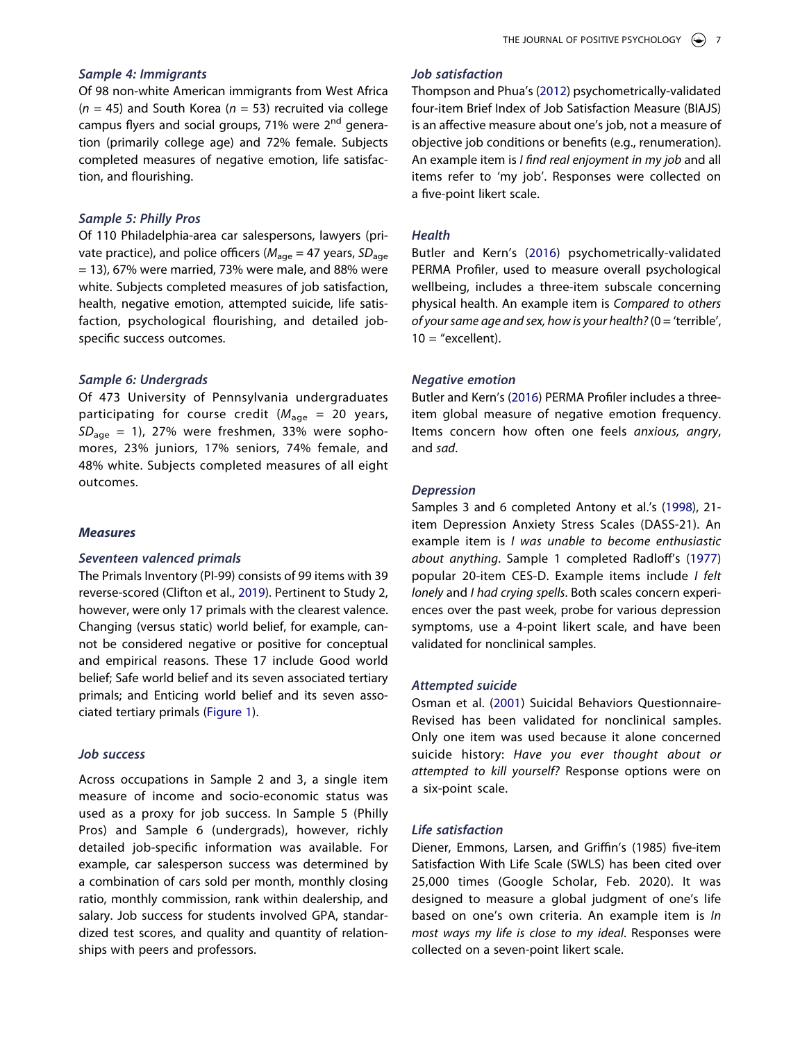### Sample 4: Immigrants

Of 98 non-white American immigrants from West Africa ($n$ = 45) and South Korea ($n$ = 53) recruited via college campus flyers and social groups, 71% were 2nd generation (primarily college age) and 72% female. Subjects completed measures of negative emotion, life satisfaction, and flourishing.

### Sample 5: Philly Pros

Of 110 Philadelphia-area car salespersons, lawyers (private practice), and police officers ($M_{\text{age}}$ = 47 years, $SD_{\text{age}}$ = 13), 67% were married, 73% were male, and 88% were white. Subjects completed measures of job satisfaction, health, negative emotion, attempted suicide, life satisfaction, psychological flourishing, and detailed job-specific success outcomes.

### Sample 6: Undergrads

Of 473 University of Pennsylvania undergraduates participating for course credit ($M_{\text{age}}$ = 20 years, $SD_{\text{age}}$ = 1), 27% were freshmen, 33% were sophomores, 23% juniors, 17% seniors, 74% female, and 48% white. Subjects completed measures of all eight outcomes.

## Measures

### Seventeen valenced primals

The Primals Inventory (PI-99) consists of 99 items with 39 reverse-scored (Clifton et al., 2019). Pertinent to Study 2, however, were only 17 primals with the clearest valence. Changing (versus static) world belief, for example, cannot be considered negative or positive for conceptual and empirical reasons. These 17 include Good world belief; Safe world belief and its seven associated tertiary primals; and Enticing world belief and its seven associated tertiary primals (Figure 1).

### Job success

Across occupations in Sample 2 and 3, a single item measure of income and socio-economic status was used as a proxy for job success. In Sample 5 (Philly Pros) and Sample 6 (undergrads), however, richly detailed job-specific information was available. For example, car salesperson success was determined by a combination of cars sold per month, monthly closing ratio, monthly commission, rank within dealership, and salary. Job success for students involved GPA, standardized test scores, and quality and quantity of relationships with peers and professors.

### Job satisfaction

Thompson and Phua's (2012) psychometrically-validated four-item Brief Index of Job Satisfaction Measure (BIAJS) is an affective measure about one's job, not a measure of objective job conditions or benefits (e.g., renumeration). An example item is *I find real enjoyment in my job* and all items refer to 'my job'. Responses were collected on a five-point likert scale.

### Health

Butler and Kern's (2016) psychometrically-validated PERMA Profiler, used to measure overall psychological wellbeing, includes a three-item subscale concerning physical health. An example item is *Compared to others of your same age and sex, how is your health?* (0 = 'terrible', 10 = "excellent).

### Negative emotion

Butler and Kern's (2016) PERMA Profiler includes a three-item global measure of negative emotion frequency. Items concern how often one feels *anxious, angry*, and *sad*.

### Depression

Samples 3 and 6 completed Antony et al.'s (1998), 21-item Depression Anxiety Stress Scales (DASS-21). An example item is *I was unable to become enthusiastic about anything*. Sample 1 completed Radloff's (1977) popular 20-item CES-D. Example items include *I felt lonely* and *I had crying spells*. Both scales concern experiences over the past week, probe for various depression symptoms, use a 4-point likert scale, and have been validated for nonclinical samples.

### Attempted suicide

Osman et al. (2001) Suicidal Behaviors Questionnaire-Revised has been validated for nonclinical samples. Only one item was used because it alone concerned suicide history: *Have you ever thought about or attempted to kill yourself?* Response options were on a six-point scale.

### Life satisfaction

Diener, Emmons, Larsen, and Griffin's (1985) five-item Satisfaction With Life Scale (SWLS) has been cited over 25,000 times (Google Scholar, Feb. 2020). It was designed to measure a global judgment of one's life based on one's own criteria. An example item is *In most ways my life is close to my ideal*. Responses were collected on a seven-point likert scale.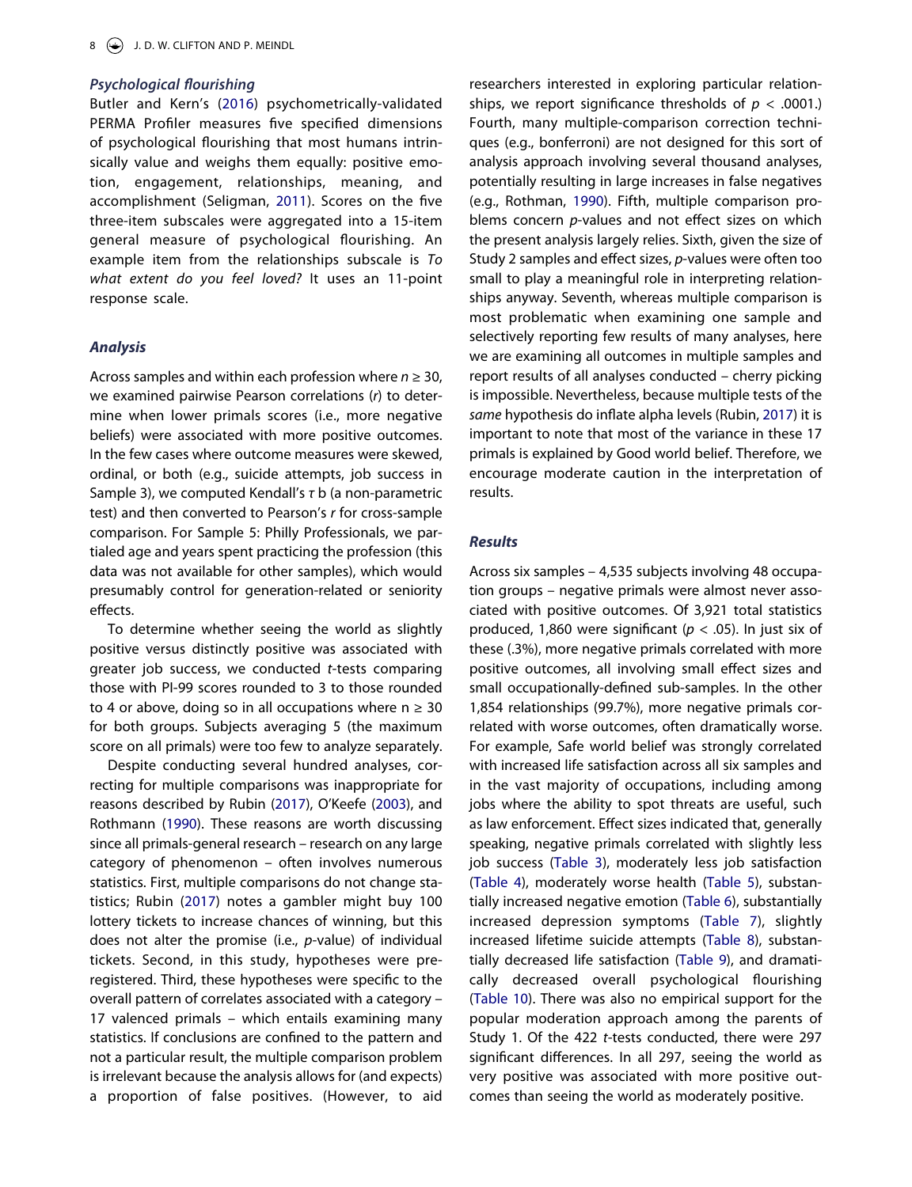### Psychological flourishing

Butler and Kern's (2016) psychometrically-validated PERMA Profiler measures five specified dimensions of psychological flourishing that most humans intrinsically value and weighs them equally: positive emotion, engagement, relationships, meaning, and accomplishment (Seligman, 2011). Scores on the five three-item subscales were aggregated into a 15-item general measure of psychological flourishing. An example item from the relationships subscale is *To what extent do you feel loved?* It uses an 11-point response scale.

### Analysis

Across samples and within each profession where $n \geq 30$, we examined pairwise Pearson correlations ($r$) to determine when lower primals scores (i.e., more negative beliefs) were associated with more positive outcomes. In the few cases where outcome measures were skewed, ordinal, or both (e.g., suicide attempts, job success in Sample 3), we computed Kendall's $\tau$ b (a non-parametric test) and then converted to Pearson's $r$ for cross-sample comparison. For Sample 5: Philly Professionals, we partialed age and years spent practicing the profession (this data was not available for other samples), which would presumably control for generation-related or seniority effects.

To determine whether seeing the world as slightly positive versus distinctly positive was associated with greater job success, we conducted $t$-tests comparing those with PI-99 scores rounded to 3 to those rounded to 4 or above, doing so in all occupations where $n \geq 30$ for both groups. Subjects averaging 5 (the maximum score on all primals) were too few to analyze separately.

Despite conducting several hundred analyses, correcting for multiple comparisons was inappropriate for reasons described by Rubin (2017), O'Keefe (2003), and Rothmann (1990). These reasons are worth discussing since all primals-general research – research on any large category of phenomenon – often involves numerous statistics. First, multiple comparisons do not change statistics; Rubin (2017) notes a gambler might buy 100 lottery tickets to increase chances of winning, but this does not alter the promise (i.e., $p$-value) of individual tickets. Second, in this study, hypotheses were preregistered. Third, these hypotheses were specific to the overall pattern of correlates associated with a category – 17 valenced primals – which entails examining many statistics. If conclusions are confined to the pattern and not a particular result, the multiple comparison problem is irrelevant because the analysis allows for (and expects) a proportion of false positives. (However, to aid researchers interested in exploring particular relationships, we report significance thresholds of $p < .0001$.) Fourth, many multiple-comparison correction techniques (e.g., bonferroni) are not designed for this sort of analysis approach involving several thousand analyses, potentially resulting in large increases in false negatives (e.g., Rothman, 1990). Fifth, multiple comparison problems concern $p$-values and not effect sizes on which the present analysis largely relies. Sixth, given the size of Study 2 samples and effect sizes, $p$-values were often too small to play a meaningful role in interpreting relationships anyway. Seventh, whereas multiple comparison is most problematic when examining one sample and selectively reporting few results of many analyses, here we are examining all outcomes in multiple samples and report results of all analyses conducted – cherry picking is impossible. Nevertheless, because multiple tests of the *same* hypothesis do inflate alpha levels (Rubin, 2017) it is important to note that most of the variance in these 17 primals is explained by Good world belief. Therefore, we encourage moderate caution in the interpretation of results.

### Results

Across six samples – 4,535 subjects involving 48 occupation groups – negative primals were almost never associated with positive outcomes. Of 3,921 total statistics produced, 1,860 were significant ($p < .05$). In just six of these (.3%), more negative primals correlated with more positive outcomes, all involving small effect sizes and small occupationally-defined sub-samples. In the other 1,854 relationships (99.7%), more negative primals correlated with worse outcomes, often dramatically worse. For example, Safe world belief was strongly correlated with increased life satisfaction across all six samples and in the vast majority of occupations, including among jobs where the ability to spot threats are useful, such as law enforcement. Effect sizes indicated that, generally speaking, negative primals correlated with slightly less job success (Table 3), moderately less job satisfaction (Table 4), moderately worse health (Table 5), substantially increased negative emotion (Table 6), substantially increased depression symptoms (Table 7), slightly increased lifetime suicide attempts (Table 8), substantially decreased life satisfaction (Table 9), and dramatically decreased overall psychological flourishing (Table 10). There was also no empirical support for the popular moderation approach among the parents of Study 1. Of the 422 $t$-tests conducted, there were 297 significant differences. In all 297, seeing the world as very positive was associated with more positive outcomes than seeing the world as moderately positive.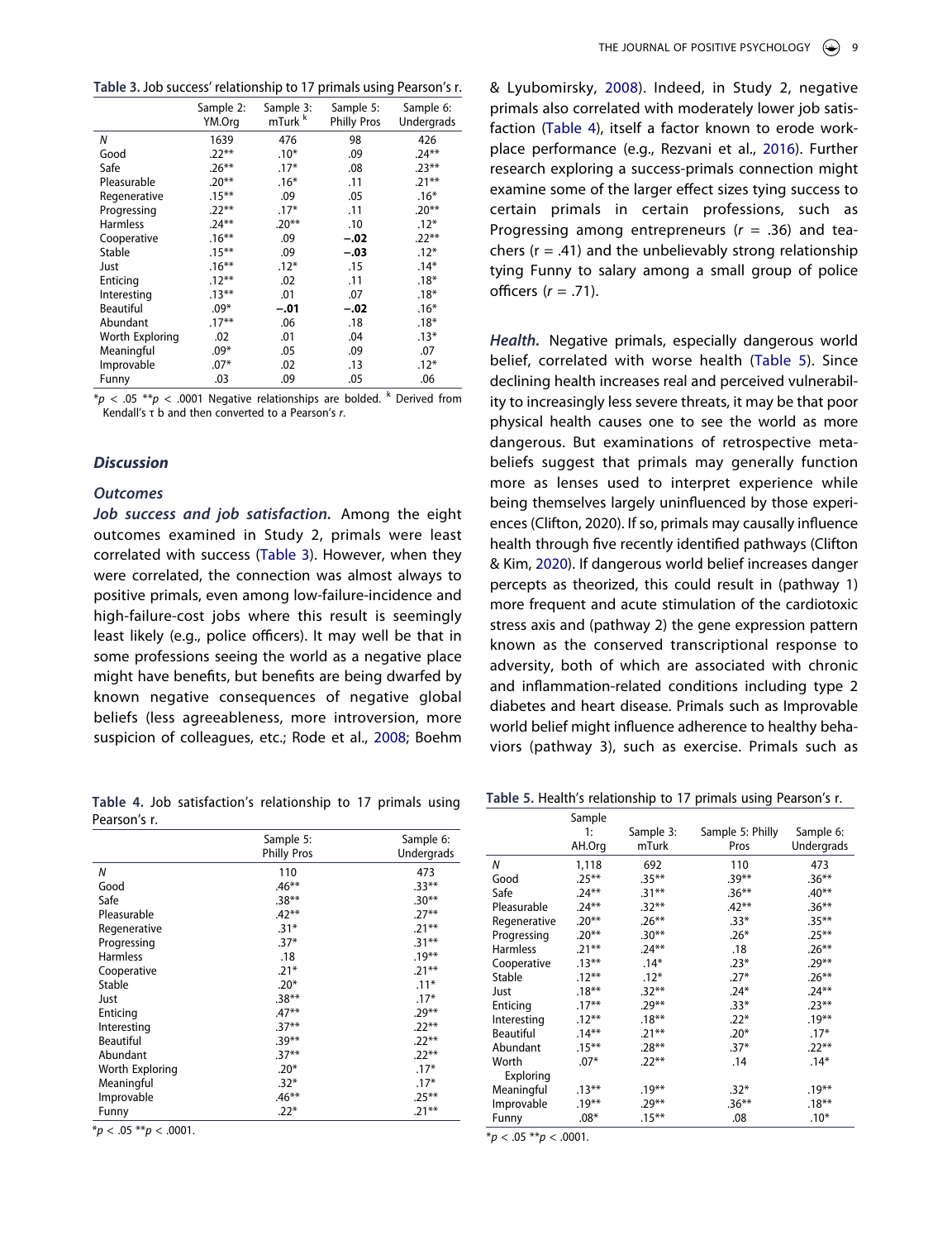**Table 3.** Job success' relationship to 17 primals using Pearson's r.

| | Sample 2: YM.Org | Sample 3: mTurk [k] | Sample 5: Philly Pros | Sample 6: Undergrads |
|---|---|---|---|---|
| N | 1639 | 476 | 98 | 426 |
| Good | .22** | .10* | .09 | .24** |
| Safe | .26** | .17* | .08 | .23** |
| Pleasurable | .20** | .16* | .11 | .21** |
| Regenerative | .15** | .09 | .05 | .16* |
| Progressing | .22** | .17* | .11 | .20** |
| Harmless | .24** | .20** | .10 | .12* |
| Cooperative | .16** | .09 | **−.02** | .22** |
| Stable | .15** | .09 | **−.03** | .12* |
| Just | .16** | .12* | .15 | .14* |
| Enticing | .12** | .02 | .11 | .18* |
| Interesting | .13** | .01 | .07 | .18* |
| Beautiful | .09* | **−.01** | **−.02** | .16* |
| Abundant | .17** | .06 | .18 | .18* |
| Worth Exploring | .02 | .01 | .04 | .13* |
| Meaningful | .09* | .05 | .09 | .07 |
| Improvable | .07* | .02 | .13 | .12* |
| Funny | .03 | .09 | .05 | .06 |

*$p$ < .05 **$p$ < .0001 Negative relationships are bolded. [k] Derived from Kendall's τ b and then converted to a Pearson's $r$.

## Discussion

### Outcomes

***Job success and job satisfaction.*** Among the eight outcomes examined in Study 2, primals were least correlated with success (Table 3). However, when they were correlated, the connection was almost always to positive primals, even among low-failure-incidence and high-failure-cost jobs where this result is seemingly least likely (e.g., police officers). It may well be that in some professions seeing the world as a negative place might have benefits, but benefits are being dwarfed by known negative consequences of negative global beliefs (less agreeableness, more introversion, more suspicion of colleagues, etc.; Rode et al., 2008; Boehm & Lyubomirsky, 2008). Indeed, in Study 2, negative primals also correlated with moderately lower job satisfaction (Table 4), itself a factor known to erode workplace performance (e.g., Rezvani et al., 2016). Further research exploring a success-primals connection might examine some of the larger effect sizes tying success to certain primals in certain professions, such as Progressing among entrepreneurs ($r$ = .36) and teachers (r = .41) and the unbelievably strong relationship tying Funny to salary among a small group of police officers ($r$ = .71).

**Table 4.** Job satisfaction's relationship to 17 primals using Pearson's r.

| | Sample 5: Philly Pros | Sample 6: Undergrads |
|---|---|---|
| N | 110 | 473 |
| Good | .46** | .33** |
| Safe | .38** | .30** |
| Pleasurable | .42** | .27** |
| Regenerative | .31* | .21** |
| Progressing | .37* | .31** |
| Harmless | .18 | .19** |
| Cooperative | .21* | .21** |
| Stable | .20* | .11* |
| Just | .38** | .17* |
| Enticing | .47** | .29** |
| Interesting | .37** | .22** |
| Beautiful | .39** | .22** |
| Abundant | .37** | .22** |
| Worth Exploring | .20* | .17* |
| Meaningful | .32* | .17* |
| Improvable | .46** | .25** |
| Funny | .22* | .21** |

*$p$ < .05 **$p$ < .0001.

***Health.*** Negative primals, especially dangerous world belief, correlated with worse health (Table 5). Since declining health increases real and perceived vulnerability to increasingly less severe threats, it may be that poor physical health causes one to see the world as more dangerous. But examinations of retrospective meta-beliefs suggest that primals may generally function more as lenses used to interpret experience while being themselves largely uninfluenced by those experiences (Clifton, 2020). If so, primals may causally influence health through five recently identified pathways (Clifton & Kim, 2020). If dangerous world belief increases danger percepts as theorized, this could result in (pathway 1) more frequent and acute stimulation of the cardiotoxic stress axis and (pathway 2) the gene expression pattern known as the conserved transcriptional response to adversity, both of which are associated with chronic and inflammation-related conditions including type 2 diabetes and heart disease. Primals such as Improvable world belief might influence adherence to healthy behaviors (pathway 3), such as exercise. Primals such as

**Table 5.** Health's relationship to 17 primals using Pearson's r.

| | Sample 1: AH.Org | Sample 3: mTurk | Sample 5: Philly Pros | Sample 6: Undergrads |
|---|---|---|---|---|
| N | 1,118 | 692 | 110 | 473 |
| Good | .25** | .35** | .39** | .36** |
| Safe | .24** | .31** | .36** | .40** |
| Pleasurable | .24** | .32** | .42** | .36** |
| Regenerative | .20** | .26** | .33* | .35** |
| Progressing | .20** | .30** | .26* | .25** |
| Harmless | .21** | .24** | .18 | .26** |
| Cooperative | .13** | .14* | .23* | .29** |
| Stable | .12** | .12* | .27* | .26** |
| Just | .18** | .32** | .24* | .24** |
| Enticing | .17** | .29** | .33* | .23** |
| Interesting | .12** | .18** | .22* | .19** |
| Beautiful | .14** | .21** | .20* | .17* |
| Abundant | .15** | .28** | .37* | .22** |
| Worth Exploring | .07* | .22** | .14 | .14* |
| Meaningful | .13** | .19** | .32* | .19** |
| Improvable | .19** | .29** | .36** | .18** |
| Funny | .08* | .15** | .08 | .10* |

*$p$ < .05 **$p$ < .0001.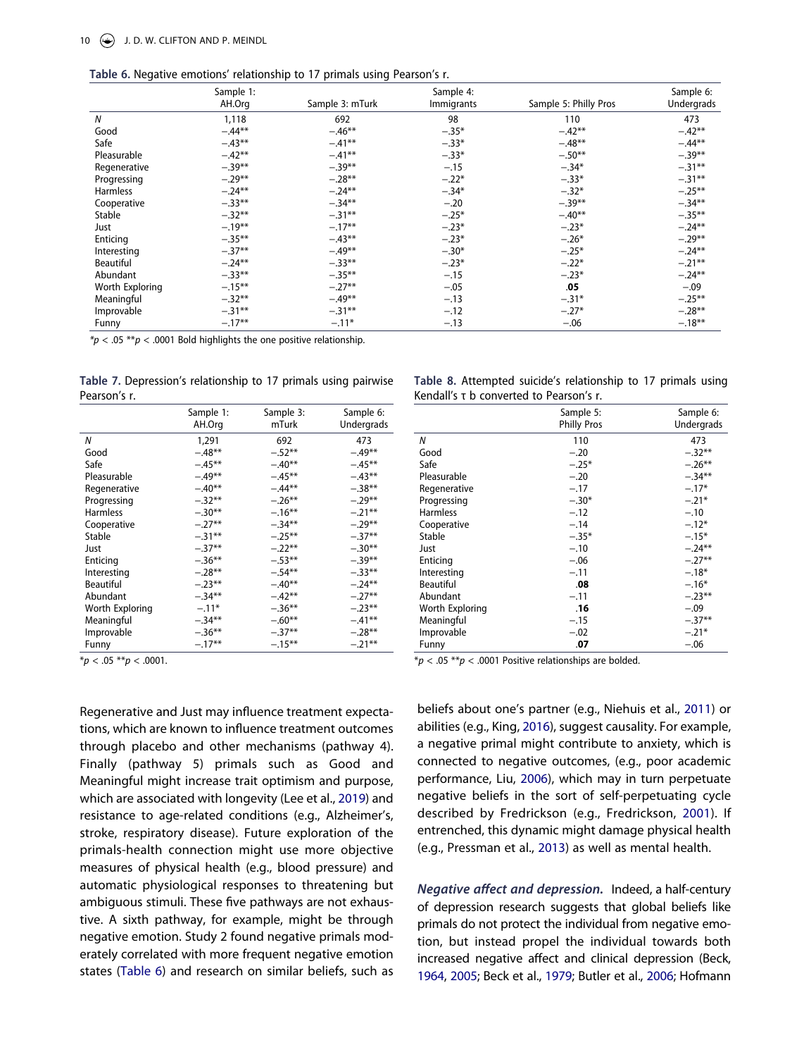**Table 6.** Negative emotions' relationship to 17 primals using Pearson's r.

| | Sample 1: AH.Org | Sample 3: mTurk | Sample 4: Immigrants | Sample 5: Philly Pros | Sample 6: Undergrads |
|---|---|---|---|---|---|
| N | 1,118 | 692 | 98 | 110 | 473 |
| Good | −.44** | −.46** | −.35* | −.42** | −.42** |
| Safe | −.43** | −.41** | −.33* | −.48** | −.44** |
| Pleasurable | −.42** | −.41** | −.33* | −.50** | −.39** |
| Regenerative | −.39** | −.39** | −.15 | −.34* | −.31** |
| Progressing | −.29** | −.28** | −.22* | −.33* | −.31** |
| Harmless | −.24** | −.24** | −.34* | −.32* | −.25** |
| Cooperative | −.33** | −.34** | −.20 | −.39** | −.34** |
| Stable | −.32** | −.31** | −.25* | −.40** | −.35** |
| Just | −.19** | −.17** | −.23* | −.23* | −.24** |
| Enticing | −.35** | −.43** | −.23* | −.26* | −.29** |
| Interesting | −.37** | −.49** | −.30* | −.25* | −.24** |
| Beautiful | −.24** | −.33** | −.23* | −.22* | −.21** |
| Abundant | −.33** | −.35** | −.15 | −.23* | −.24** |
| Worth Exploring | −.15** | −.27** | −.05 | **.05** | −.09 |
| Meaningful | −.32** | −.49** | −.13 | −.31* | −.25** |
| Improvable | −.31** | −.31** | −.12 | −.27* | −.28** |
| Funny | −.17** | −.11* | −.13 | −.06 | −.18** |

*p < .05 **p < .0001 Bold highlights the one positive relationship.

**Table 7.** Depression's relationship to 17 primals using pairwise Pearson's r.

| | Sample 1: AH.Org | Sample 3: mTurk | Sample 6: Undergrads |
|---|---|---|---|
| N | 1,291 | 692 | 473 |
| Good | −.48** | −.52** | −.49** |
| Safe | −.45** | −.40** | −.45** |
| Pleasurable | −.49** | −.45** | −.43** |
| Regenerative | −.40** | −.44** | −.38** |
| Progressing | −.32** | −.26** | −.29** |
| Harmless | −.30** | −.16** | −.21** |
| Cooperative | −.27** | −.34** | −.29** |
| Stable | −.31** | −.25** | −.37** |
| Just | −.37** | −.22** | −.30** |
| Enticing | −.36** | −.53** | −.39** |
| Interesting | −.28** | −.54** | −.33** |
| Beautiful | −.23** | −.40** | −.24** |
| Abundant | −.34** | −.42** | −.27** |
| Worth Exploring | −.11* | −.36** | −.23** |
| Meaningful | −.34** | −.60** | −.41** |
| Improvable | −.36** | −.37** | −.28** |
| Funny | −.17** | −.15** | −.21** |

*p < .05 **p < .0001.

**Table 8.** Attempted suicide's relationship to 17 primals using Kendall's τ b converted to Pearson's r.

| | Sample 5: Philly Pros | Sample 6: Undergrads |
|---|---|---|
| N | 110 | 473 |
| Good | −.20 | −.32** |
| Safe | −.25* | −.26** |
| Pleasurable | −.20 | −.34** |
| Regenerative | −.17 | −.17* |
| Progressing | −.30* | −.21* |
| Harmless | −.12 | −.10 |
| Cooperative | −.14 | −.12* |
| Stable | −.35* | −.15* |
| Just | −.10 | −.24** |
| Enticing | −.06 | −.27** |
| Interesting | −.11 | −.18* |
| Beautiful | **.08** | −.16* |
| Abundant | −.11 | −.23** |
| Worth Exploring | **.16** | −.09 |
| Meaningful | −.15 | −.37** |
| Improvable | −.02 | −.21* |
| Funny | **.07** | −.06 |

*p < .05 **p < .0001 Positive relationships are bolded.

Regenerative and Just may influence treatment expectations, which are known to influence treatment outcomes through placebo and other mechanisms (pathway 4). Finally (pathway 5) primals such as Good and Meaningful might increase trait optimism and purpose, which are associated with longevity (Lee et al., 2019) and resistance to age-related conditions (e.g., Alzheimer's, stroke, respiratory disease). Future exploration of the primals-health connection might use more objective measures of physical health (e.g., blood pressure) and automatic physiological responses to threatening but ambiguous stimuli. These five pathways are not exhaustive. A sixth pathway, for example, might be through negative emotion. Study 2 found negative primals moderately correlated with more frequent negative emotion states (Table 6) and research on similar beliefs, such as beliefs about one's partner (e.g., Niehuis et al., 2011) or abilities (e.g., King, 2016), suggest causality. For example, a negative primal might contribute to anxiety, which is connected to negative outcomes, (e.g., poor academic performance, Liu, 2006), which may in turn perpetuate negative beliefs in the sort of self-perpetuating cycle described by Fredrickson (e.g., Fredrickson, 2001). If entrenched, this dynamic might damage physical health (e.g., Pressman et al., 2013) as well as mental health.

***Negative affect and depression.*** Indeed, a half-century of depression research suggests that global beliefs like primals do not protect the individual from negative emotion, but instead propel the individual towards both increased negative affect and clinical depression (Beck, 1964, 2005; Beck et al., 1979; Butler et al., 2006; Hofmann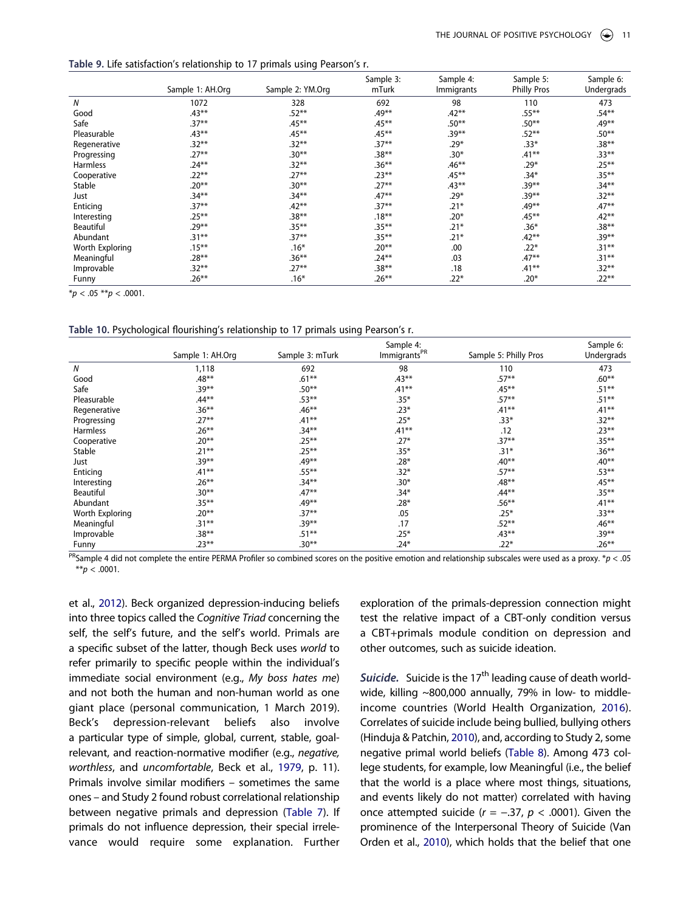**Table 9.** Life satisfaction's relationship to 17 primals using Pearson's r.

| | Sample 1: AH.Org | Sample 2: YM.Org | Sample 3: mTurk | Sample 4: Immigrants | Sample 5: Philly Pros | Sample 6: Undergrads |
|---|---|---|---|---|---|---|
| *N* | 1072 | 328 | 692 | 98 | 110 | 473 |
| Good | .43** | .52** | .49** | .42** | .55** | .54** |
| Safe | .37** | .45** | .45** | .50** | .50** | .49** |
| Pleasurable | .43** | .45** | .45** | .39** | .52** | .50** |
| Regenerative | .32** | .32** | .37** | .29* | .33* | .38** |
| Progressing | .27** | .30** | .38** | .30* | .41** | .33** |
| Harmless | .24** | .32** | .36** | .46** | .29* | .25** |
| Cooperative | .22** | .27** | .23** | .45** | .34* | .35** |
| Stable | .20** | .30** | .27** | .43** | .39** | .34** |
| Just | .34** | .34** | .47** | .29* | .39** | .32** |
| Enticing | .37** | .42** | .37** | .21* | .49** | .47** |
| Interesting | .25** | .38** | .18** | .20* | .45** | .42** |
| Beautiful | .29** | .35** | .35** | .21* | .36* | .38** |
| Abundant | .31** | .37** | .35** | .21* | .42** | .39** |
| Worth Exploring | .15** | .16* | .20** | .00 | .22* | .31** |
| Meaningful | .28** | .36** | .24** | .03 | .47** | .31** |
| Improvable | .32** | .27** | .38** | .18 | .41** | .32** |
| Funny | .26** | .16* | .26** | .22* | .20* | .22** |

*$p < .05$ **$p < .0001$.

**Table 10.** Psychological flourishing's relationship to 17 primals using Pearson's r.

| | Sample 1: AH.Org | Sample 3: mTurk | Sample 4: Immigrants[PR] | Sample 5: Philly Pros | Sample 6: Undergrads |
|---|---|---|---|---|---|
| *N* | 1,118 | 692 | 98 | 110 | 473 |
| Good | .48** | .61** | .43** | .57** | .60** |
| Safe | .39** | .50** | .41** | .45** | .51** |
| Pleasurable | .44** | .53** | .35* | .57** | .51** |
| Regenerative | .36** | .46** | .23* | .41** | .41** |
| Progressing | .27** | .41** | .25* | .33* | .32** |
| Harmless | .26** | .34** | .41** | .12 | .23** |
| Cooperative | .20** | .25** | .27* | .37** | .35** |
| Stable | .21** | .25** | .35* | .31* | .36** |
| Just | .39** | .49** | .28* | .40** | .40** |
| Enticing | .41** | .55** | .32* | .57** | .53** |
| Interesting | .26** | .34** | .30* | .48** | .45** |
| Beautiful | .30** | .47** | .34* | .44** | .35** |
| Abundant | .35** | .49** | .28* | .56** | .41** |
| Worth Exploring | .20** | .37** | .05 | .25* | .33** |
| Meaningful | .31** | .39** | .17 | .52** | .46** |
| Improvable | .38** | .51** | .25* | .43** | .39** |
| Funny | .23** | .30** | .24* | .22* | .26** |

[PR]Sample 4 did not complete the entire PERMA Profiler so combined scores on the positive emotion and relationship subscales were used as a proxy. *$p < .05$ **$p < .0001$.

et al., 2012). Beck organized depression-inducing beliefs into three topics called the *Cognitive Triad* concerning the self, the self's future, and the self's world. Primals are a specific subset of the latter, though Beck uses *world* to refer primarily to specific people within the individual's immediate social environment (e.g., *My boss hates me*) and not both the human and non-human world as one giant place (personal communication, 1 March 2019). Beck's depression-relevant beliefs also involve a particular type of simple, global, current, stable, goal-relevant, and reaction-normative modifier (e.g., *negative, worthless*, and *uncomfortable*, Beck et al., 1979, p. 11). Primals involve similar modifiers – sometimes the same ones – and Study 2 found robust correlational relationship between negative primals and depression (Table 7). If primals do not influence depression, their special irrelevance would require some explanation. Further exploration of the primals-depression connection might test the relative impact of a CBT-only condition versus a CBT+primals module condition on depression and other outcomes, such as suicide ideation.

***Suicide.*** Suicide is the 17th leading cause of death worldwide, killing ~800,000 annually, 79% in low- to middle-income countries (World Health Organization, 2016). Correlates of suicide include being bullied, bullying others (Hinduja & Patchin, 2010), and, according to Study 2, some negative primal world beliefs (Table 8). Among 473 college students, for example, low Meaningful (i.e., the belief that the world is a place where most things, situations, and events likely do not matter) correlated with having once attempted suicide ($r = -.37$, $p < .0001$). Given the prominence of the Interpersonal Theory of Suicide (Van Orden et al., 2010), which holds that the belief that one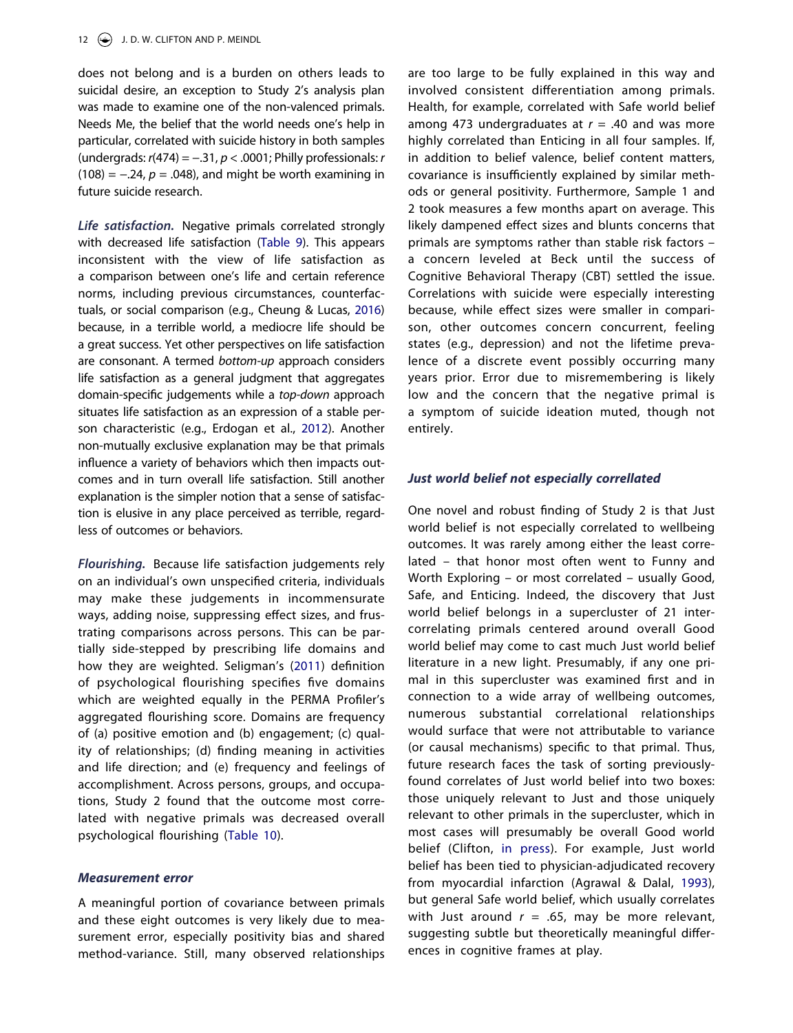does not belong and is a burden on others leads to suicidal desire, an exception to Study 2's analysis plan was made to examine one of the non-valenced primals. Needs Me, the belief that the world needs one's help in particular, correlated with suicide history in both samples (undergrads: $r(474) = -.31$, $p < .0001$; Philly professionals: $r(108) = -.24$, $p = .048$), and might be worth examining in future suicide research.

***Life satisfaction.*** Negative primals correlated strongly with decreased life satisfaction (Table 9). This appears inconsistent with the view of life satisfaction as a comparison between one's life and certain reference norms, including previous circumstances, counterfactuals, or social comparison (e.g., Cheung & Lucas, 2016) because, in a terrible world, a mediocre life should be a great success. Yet other perspectives on life satisfaction are consonant. A termed *bottom-up* approach considers life satisfaction as a general judgment that aggregates domain-specific judgements while a *top-down* approach situates life satisfaction as an expression of a stable person characteristic (e.g., Erdogan et al., 2012). Another non-mutually exclusive explanation may be that primals influence a variety of behaviors which then impacts outcomes and in turn overall life satisfaction. Still another explanation is the simpler notion that a sense of satisfaction is elusive in any place perceived as terrible, regardless of outcomes or behaviors.

***Flourishing.*** Because life satisfaction judgements rely on an individual's own unspecified criteria, individuals may make these judgements in incommensurate ways, adding noise, suppressing effect sizes, and frustrating comparisons across persons. This can be partially side-stepped by prescribing life domains and how they are weighted. Seligman's (2011) definition of psychological flourishing specifies five domains which are weighted equally in the PERMA Profiler's aggregated flourishing score. Domains are frequency of (a) positive emotion and (b) engagement; (c) quality of relationships; (d) finding meaning in activities and life direction; and (e) frequency and feelings of accomplishment. Across persons, groups, and occupations, Study 2 found that the outcome most correlated with negative primals was decreased overall psychological flourishing (Table 10).

### *Measurement error*

A meaningful portion of covariance between primals and these eight outcomes is very likely due to measurement error, especially positivity bias and shared method-variance. Still, many observed relationships are too large to be fully explained in this way and involved consistent differentiation among primals. Health, for example, correlated with Safe world belief among 473 undergraduates at $r = .40$ and was more highly correlated than Enticing in all four samples. If, in addition to belief valence, belief content matters, covariance is insufficiently explained by similar methods or general positivity. Furthermore, Sample 1 and 2 took measures a few months apart on average. This likely dampened effect sizes and blunts concerns that primals are symptoms rather than stable risk factors – a concern leveled at Beck until the success of Cognitive Behavioral Therapy (CBT) settled the issue. Correlations with suicide were especially interesting because, while effect sizes were smaller in comparison, other outcomes concern concurrent, feeling states (e.g., depression) and not the lifetime prevalence of a discrete event possibly occurring many years prior. Error due to misremembering is likely low and the concern that the negative primal is a symptom of suicide ideation muted, though not entirely.

### *Just world belief not especially correllated*

One novel and robust finding of Study 2 is that Just world belief is not especially correlated to wellbeing outcomes. It was rarely among either the least correlated – that honor most often went to Funny and Worth Exploring – or most correlated – usually Good, Safe, and Enticing. Indeed, the discovery that Just world belief belongs in a supercluster of 21 intercorrelating primals centered around overall Good world belief may come to cast much Just world belief literature in a new light. Presumably, if any one primal in this supercluster was examined first and in connection to a wide array of wellbeing outcomes, numerous substantial correlational relationships would surface that were not attributable to variance (or causal mechanisms) specific to that primal. Thus, future research faces the task of sorting previously-found correlates of Just world belief into two boxes: those uniquely relevant to Just and those uniquely relevant to other primals in the supercluster, which in most cases will presumably be overall Good world belief (Clifton, in press). For example, Just world belief has been tied to physician-adjudicated recovery from myocardial infarction (Agrawal & Dalal, 1993), but general Safe world belief, which usually correlates with Just around $r = .65$, may be more relevant, suggesting subtle but theoretically meaningful differences in cognitive frames at play.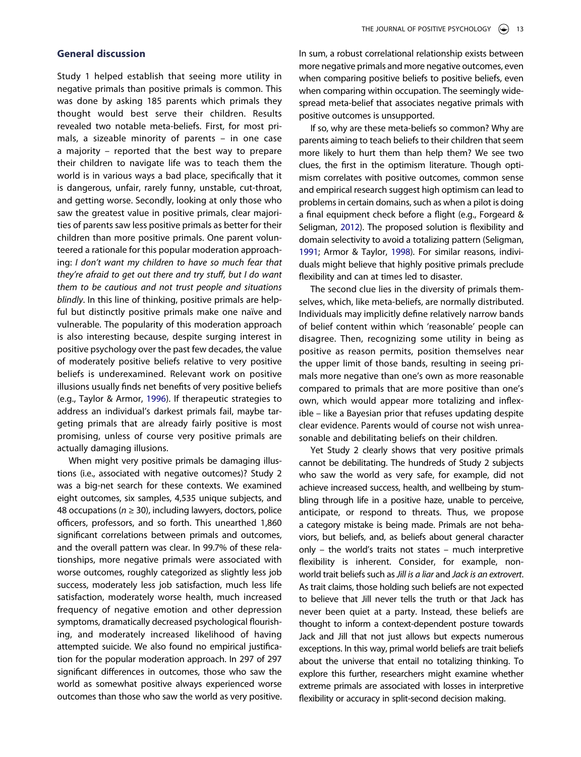## General discussion

Study 1 helped establish that seeing more utility in negative primals than positive primals is common. This was done by asking 185 parents which primals they thought would best serve their children. Results revealed two notable meta-beliefs. First, for most primals, a sizeable minority of parents – in one case a majority – reported that the best way to prepare their children to navigate life was to teach them the world is in various ways a bad place, specifically that it is dangerous, unfair, rarely funny, unstable, cut-throat, and getting worse. Secondly, looking at only those who saw the greatest value in positive primals, clear majorities of parents saw less positive primals as better for their children than more positive primals. One parent volunteered a rationale for this popular moderation approaching: *I don't want my children to have so much fear that they're afraid to get out there and try stuff, but I do want them to be cautious and not trust people and situations blindly*. In this line of thinking, positive primals are helpful but distinctly positive primals make one naïve and vulnerable. The popularity of this moderation approach is also interesting because, despite surging interest in positive psychology over the past few decades, the value of moderately positive beliefs relative to very positive beliefs is underexamined. Relevant work on positive illusions usually finds net benefits of very positive beliefs (e.g., Taylor & Armor, 1996). If therapeutic strategies to address an individual's darkest primals fail, maybe targeting primals that are already fairly positive is most promising, unless of course very positive primals are actually damaging illusions.

When might very positive primals be damaging illusions (i.e., associated with negative outcomes)? Study 2 was a big-net search for these contexts. We examined eight outcomes, six samples, 4,535 unique subjects, and 48 occupations ($n \geq 30$), including lawyers, doctors, police officers, professors, and so forth. This unearthed 1,860 significant correlations between primals and outcomes, and the overall pattern was clear. In 99.7% of these relationships, more negative primals were associated with worse outcomes, roughly categorized as slightly less job success, moderately less job satisfaction, much less life satisfaction, moderately worse health, much increased frequency of negative emotion and other depression symptoms, dramatically decreased psychological flourishing, and moderately increased likelihood of having attempted suicide. We also found no empirical justification for the popular moderation approach. In 297 of 297 significant differences in outcomes, those who saw the world as somewhat positive always experienced worse outcomes than those who saw the world as very positive. In sum, a robust correlational relationship exists between more negative primals and more negative outcomes, even when comparing positive beliefs to positive beliefs, even when comparing within occupation. The seemingly widespread meta-belief that associates negative primals with positive outcomes is unsupported.

If so, why are these meta-beliefs so common? Why are parents aiming to teach beliefs to their children that seem more likely to hurt them than help them? We see two clues, the first in the optimism literature. Though optimism correlates with positive outcomes, common sense and empirical research suggest high optimism can lead to problems in certain domains, such as when a pilot is doing a final equipment check before a flight (e.g., Forgeard & Seligman, 2012). The proposed solution is flexibility and domain selectivity to avoid a totalizing pattern (Seligman, 1991; Armor & Taylor, 1998). For similar reasons, individuals might believe that highly positive primals preclude flexibility and can at times led to disaster.

The second clue lies in the diversity of primals themselves, which, like meta-beliefs, are normally distributed. Individuals may implicitly define relatively narrow bands of belief content within which 'reasonable' people can disagree. Then, recognizing some utility in being as positive as reason permits, position themselves near the upper limit of those bands, resulting in seeing primals more negative than one's own as more reasonable compared to primals that are more positive than one's own, which would appear more totalizing and inflexible – like a Bayesian prior that refuses updating despite clear evidence. Parents would of course not wish unreasonable and debilitating beliefs on their children.

Yet Study 2 clearly shows that very positive primals cannot be debilitating. The hundreds of Study 2 subjects who saw the world as very safe, for example, did not achieve increased success, health, and wellbeing by stumbling through life in a positive haze, unable to perceive, anticipate, or respond to threats. Thus, we propose a category mistake is being made. Primals are not behaviors, but beliefs, and, as beliefs about general character only – the world's traits not states – much interpretive flexibility is inherent. Consider, for example, non-world trait beliefs such as *Jill is a liar* and *Jack is an extrovert*. As trait claims, those holding such beliefs are not expected to believe that Jill never tells the truth or that Jack has never been quiet at a party. Instead, these beliefs are thought to inform a context-dependent posture towards Jack and Jill that not just allows but expects numerous exceptions. In this way, primal world beliefs are trait beliefs about the universe that entail no totalizing thinking. To explore this further, researchers might examine whether extreme primals are associated with losses in interpretive flexibility or accuracy in split-second decision making.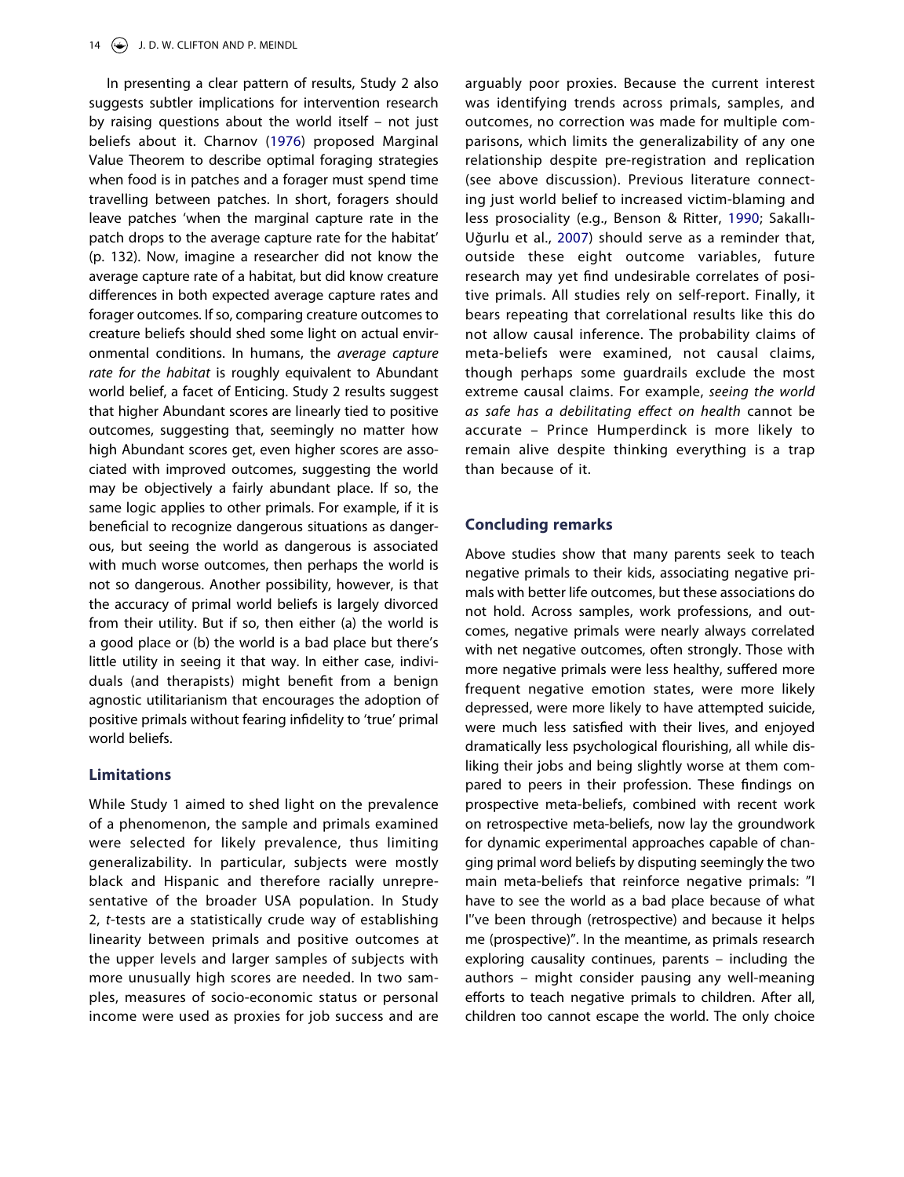In presenting a clear pattern of results, Study 2 also suggests subtler implications for intervention research by raising questions about the world itself – not just beliefs about it. Charnov (1976) proposed Marginal Value Theorem to describe optimal foraging strategies when food is in patches and a forager must spend time travelling between patches. In short, foragers should leave patches 'when the marginal capture rate in the patch drops to the average capture rate for the habitat' (p. 132). Now, imagine a researcher did not know the average capture rate of a habitat, but did know creature differences in both expected average capture rates and forager outcomes. If so, comparing creature outcomes to creature beliefs should shed some light on actual environmental conditions. In humans, the *average capture rate for the habitat* is roughly equivalent to Abundant world belief, a facet of Enticing. Study 2 results suggest that higher Abundant scores are linearly tied to positive outcomes, suggesting that, seemingly no matter how high Abundant scores get, even higher scores are associated with improved outcomes, suggesting the world may be objectively a fairly abundant place. If so, the same logic applies to other primals. For example, if it is beneficial to recognize dangerous situations as dangerous, but seeing the world as dangerous is associated with much worse outcomes, then perhaps the world is not so dangerous. Another possibility, however, is that the accuracy of primal world beliefs is largely divorced from their utility. But if so, then either (a) the world is a good place or (b) the world is a bad place but there's little utility in seeing it that way. In either case, individuals (and therapists) might benefit from a benign agnostic utilitarianism that encourages the adoption of positive primals without fearing infidelity to 'true' primal world beliefs.

## Limitations

While Study 1 aimed to shed light on the prevalence of a phenomenon, the sample and primals examined were selected for likely prevalence, thus limiting generalizability. In particular, subjects were mostly black and Hispanic and therefore racially unrepresentative of the broader USA population. In Study 2, *t*-tests are a statistically crude way of establishing linearity between primals and positive outcomes at the upper levels and larger samples of subjects with more unusually high scores are needed. In two samples, measures of socio-economic status or personal income were used as proxies for job success and are arguably poor proxies. Because the current interest was identifying trends across primals, samples, and outcomes, no correction was made for multiple comparisons, which limits the generalizability of any one relationship despite pre-registration and replication (see above discussion). Previous literature connecting just world belief to increased victim-blaming and less prosociality (e.g., Benson & Ritter, 1990; Sakallı-Uğurlu et al., 2007) should serve as a reminder that, outside these eight outcome variables, future research may yet find undesirable correlates of positive primals. All studies rely on self-report. Finally, it bears repeating that correlational results like this do not allow causal inference. The probability claims of meta-beliefs were examined, not causal claims, though perhaps some guardrails exclude the most extreme causal claims. For example, *seeing the world as safe has a debilitating effect on health* cannot be accurate – Prince Humperdinck is more likely to remain alive despite thinking everything is a trap than because of it.

## Concluding remarks

Above studies show that many parents seek to teach negative primals to their kids, associating negative primals with better life outcomes, but these associations do not hold. Across samples, work professions, and outcomes, negative primals were nearly always correlated with net negative outcomes, often strongly. Those with more negative primals were less healthy, suffered more frequent negative emotion states, were more likely depressed, were more likely to have attempted suicide, were much less satisfied with their lives, and enjoyed dramatically less psychological flourishing, all while disliking their jobs and being slightly worse at them compared to peers in their profession. These findings on prospective meta-beliefs, combined with recent work on retrospective meta-beliefs, now lay the groundwork for dynamic experimental approaches capable of changing primal word beliefs by disputing seemingly the two main meta-beliefs that reinforce negative primals: "I have to see the world as a bad place because of what I''ve been through (retrospective) and because it helps me (prospective)". In the meantime, as primals research exploring causality continues, parents – including the authors – might consider pausing any well-meaning efforts to teach negative primals to children. After all, children too cannot escape the world. The only choice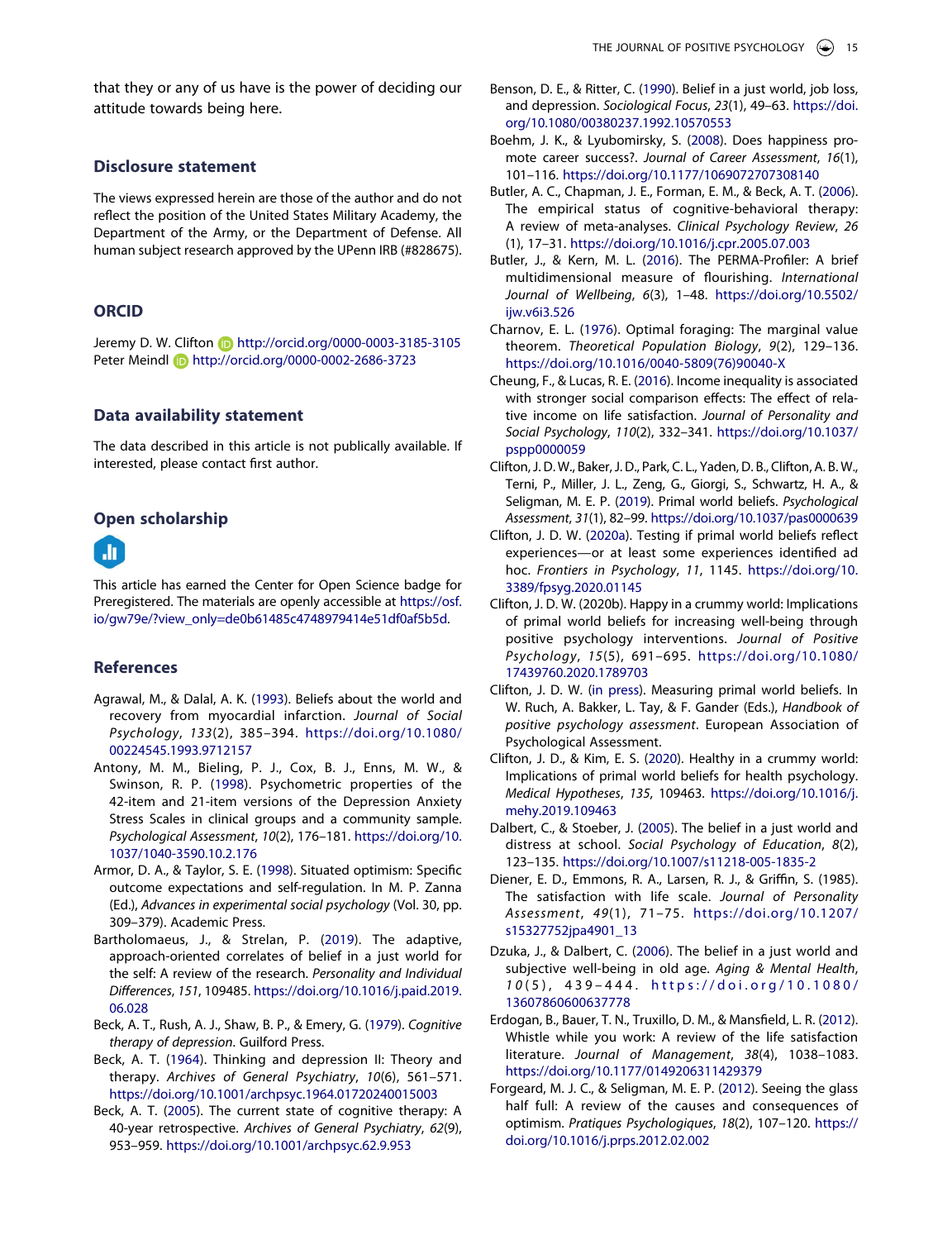that they or any of us have is the power of deciding our attitude towards being here.

## Disclosure statement

The views expressed herein are those of the author and do not reflect the position of the United States Military Academy, the Department of the Army, or the Department of Defense. All human subject research approved by the UPenn IRB (#828675).

## ORCID

Jeremy D. W. Clifton http://orcid.org/0000-0003-3185-3105
Peter Meindl http://orcid.org/0000-0002-2686-3723

## Data availability statement

The data described in this article is not publically available. If interested, please contact first author.

## Open scholarship

This article has earned the Center for Open Science badge for Preregistered. The materials are openly accessible at https://osf.io/gw79e/?view_only=de0b61485c4748979414e51df0af5b5d.

## References

Agrawal, M., & Dalal, A. K. (1993). Beliefs about the world and recovery from myocardial infarction. *Journal of Social Psychology*, *133*(2), 385–394. https://doi.org/10.1080/00224545.1993.9712157

Antony, M. M., Bieling, P. J., Cox, B. J., Enns, M. W., & Swinson, R. P. (1998). Psychometric properties of the 42-item and 21-item versions of the Depression Anxiety Stress Scales in clinical groups and a community sample. *Psychological Assessment*, *10*(2), 176–181. https://doi.org/10.1037/1040-3590.10.2.176

Armor, D. A., & Taylor, S. E. (1998). Situated optimism: Specific outcome expectations and self-regulation. In M. P. Zanna (Ed.), *Advances in experimental social psychology* (Vol. 30, pp. 309–379). Academic Press.

Bartholomaeus, J., & Strelan, P. (2019). The adaptive, approach-oriented correlates of belief in a just world for the self: A review of the research. *Personality and Individual Differences*, *151*, 109485. https://doi.org/10.1016/j.paid.2019.06.028

Beck, A. T., Rush, A. J., Shaw, B. P., & Emery, G. (1979). *Cognitive therapy of depression*. Guilford Press.

Beck, A. T. (1964). Thinking and depression II: Theory and therapy. *Archives of General Psychiatry*, *10*(6), 561–571. https://doi.org/10.1001/archpsyc.1964.01720240015003

Beck, A. T. (2005). The current state of cognitive therapy: A 40-year retrospective. *Archives of General Psychiatry*, *62*(9), 953–959. https://doi.org/10.1001/archpsyc.62.9.953

Benson, D. E., & Ritter, C. (1990). Belief in a just world, job loss, and depression. *Sociological Focus*, *23*(1), 49–63. https://doi.org/10.1080/00380237.1992.10570553

Boehm, J. K., & Lyubomirsky, S. (2008). Does happiness promote career success?. *Journal of Career Assessment*, *16*(1), 101–116. https://doi.org/10.1177/1069072707308140

Butler, A. C., Chapman, J. E., Forman, E. M., & Beck, A. T. (2006). The empirical status of cognitive-behavioral therapy: A review of meta-analyses. *Clinical Psychology Review*, *26*(1), 17–31. https://doi.org/10.1016/j.cpr.2005.07.003

Butler, J., & Kern, M. L. (2016). The PERMA-Profiler: A brief multidimensional measure of flourishing. *International Journal of Wellbeing*, *6*(3), 1–48. https://doi.org/10.5502/ijw.v6i3.526

Charnov, E. L. (1976). Optimal foraging: The marginal value theorem. *Theoretical Population Biology*, *9*(2), 129–136. https://doi.org/10.1016/0040-5809(76)90040-X

Cheung, F., & Lucas, R. E. (2016). Income inequality is associated with stronger social comparison effects: The effect of relative income on life satisfaction. *Journal of Personality and Social Psychology*, *110*(2), 332–341. https://doi.org/10.1037/pspp0000059

Clifton, J. D. W., Baker, J. D., Park, C. L., Yaden, D. B., Clifton, A. B. W., Terni, P., Miller, J. L., Zeng, G., Giorgi, S., Schwartz, H. A., & Seligman, M. E. P. (2019). Primal world beliefs. *Psychological Assessment*, *31*(1), 82–99. https://doi.org/10.1037/pas0000639

Clifton, J. D. W. (2020a). Testing if primal world beliefs reflect experiences—or at least some experiences identified ad hoc. *Frontiers in Psychology*, *11*, 1145. https://doi.org/10.3389/fpsyg.2020.01145

Clifton, J. D. W. (2020b). Happy in a crummy world: Implications of primal world beliefs for increasing well-being through positive psychology interventions. *Journal of Positive Psychology*, *15*(5), 691–695. https://doi.org/10.1080/17439760.2020.1789703

Clifton, J. D. W. (in press). Measuring primal world beliefs. In W. Ruch, A. Bakker, L. Tay, & F. Gander (Eds.), *Handbook of positive psychology assessment*. European Association of Psychological Assessment.

Clifton, J. D., & Kim, E. S. (2020). Healthy in a crummy world: Implications of primal world beliefs for health psychology. *Medical Hypotheses*, *135*, 109463. https://doi.org/10.1016/j.mehy.2019.109463

Dalbert, C., & Stoeber, J. (2005). The belief in a just world and distress at school. *Social Psychology of Education*, *8*(2), 123–135. https://doi.org/10.1007/s11218-005-1835-2

Diener, E. D., Emmons, R. A., Larsen, R. J., & Griffin, S. (1985). The satisfaction with life scale. *Journal of Personality Assessment*, *49*(1), 71–75. https://doi.org/10.1207/s15327752jpa4901_13

Dzuka, J., & Dalbert, C. (2006). The belief in a just world and subjective well-being in old age. *Aging & Mental Health*, *10*(5), 439–444. https://doi.org/10.1080/13607860600637778

Erdogan, B., Bauer, T. N., Truxillo, D. M., & Mansfield, L. R. (2012). Whistle while you work: A review of the life satisfaction literature. *Journal of Management*, *38*(4), 1038–1083. https://doi.org/10.1177/0149206311429379

Forgeard, M. J. C., & Seligman, M. E. P. (2012). Seeing the glass half full: A review of the causes and consequences of optimism. *Pratiques Psychologiques*, *18*(2), 107–120. https://doi.org/10.1016/j.prps.2012.02.002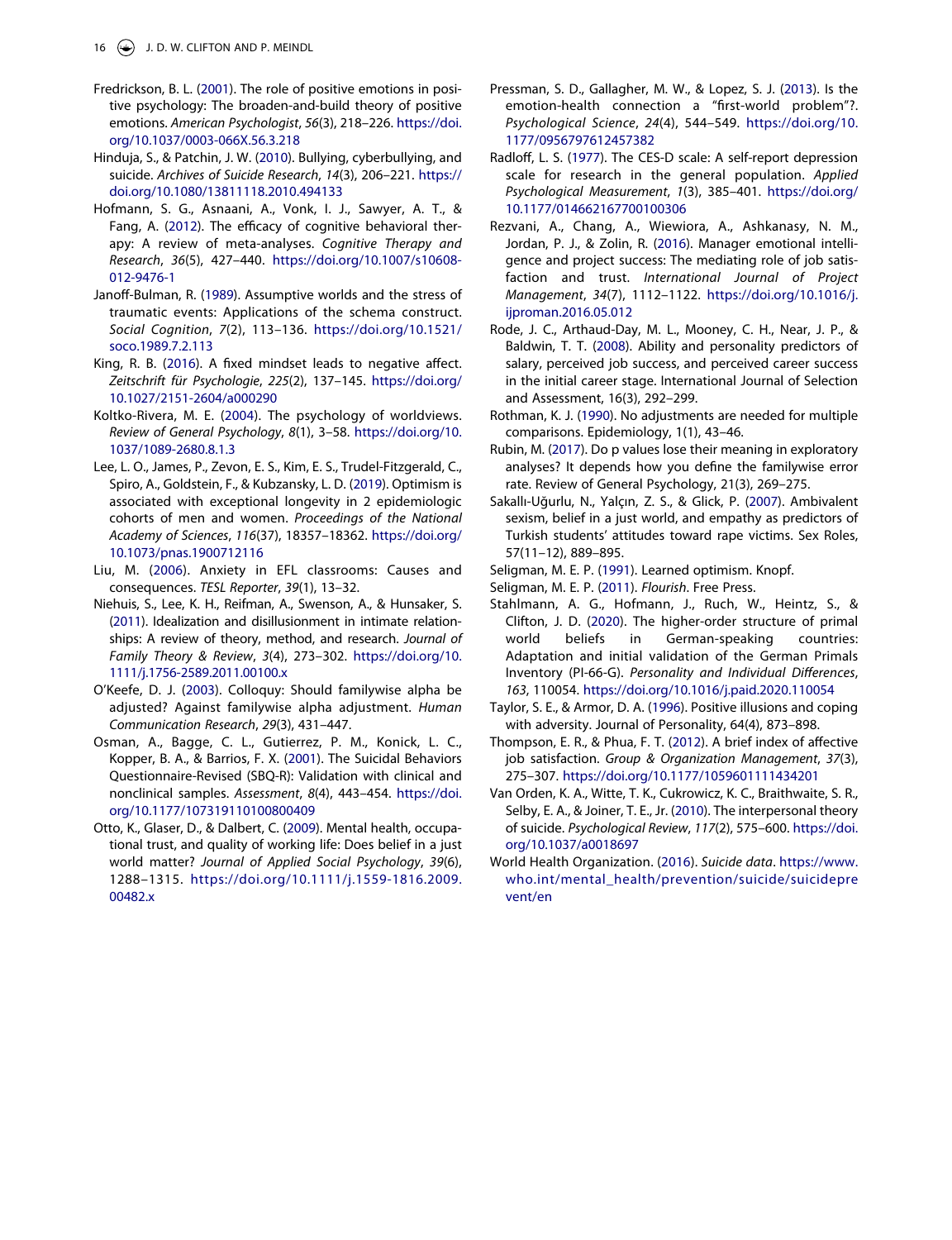Fredrickson, B. L. (2001). The role of positive emotions in positive psychology: The broaden-and-build theory of positive emotions. *American Psychologist*, *56*(3), 218–226. https://doi.org/10.1037/0003-066X.56.3.218

Hinduja, S., & Patchin, J. W. (2010). Bullying, cyberbullying, and suicide. *Archives of Suicide Research*, *14*(3), 206–221. https://doi.org/10.1080/13811118.2010.494133

Hofmann, S. G., Asnaani, A., Vonk, I. J., Sawyer, A. T., & Fang, A. (2012). The efficacy of cognitive behavioral therapy: A review of meta-analyses. *Cognitive Therapy and Research*, *36*(5), 427–440. https://doi.org/10.1007/s10608-012-9476-1

Janoff-Bulman, R. (1989). Assumptive worlds and the stress of traumatic events: Applications of the schema construct. *Social Cognition*, *7*(2), 113–136. https://doi.org/10.1521/soco.1989.7.2.113

King, R. B. (2016). A fixed mindset leads to negative affect. *Zeitschrift für Psychologie*, *225*(2), 137–145. https://doi.org/10.1027/2151-2604/a000290

Koltko-Rivera, M. E. (2004). The psychology of worldviews. *Review of General Psychology*, *8*(1), 3–58. https://doi.org/10.1037/1089-2680.8.1.3

Lee, L. O., James, P., Zevon, E. S., Kim, E. S., Trudel-Fitzgerald, C., Spiro, A., Grodstein, F., & Kubzansky, L. D. (2019). Optimism is associated with exceptional longevity in 2 epidemiologic cohorts of men and women. *Proceedings of the National Academy of Sciences*, *116*(37), 18357–18362. https://doi.org/10.1073/pnas.1900712116

Liu, M. (2006). Anxiety in EFL classrooms: Causes and consequences. *TESL Reporter*, *39*(1), 13–32.

Niehuis, S., Lee, K. H., Reifman, A., Swenson, A., & Hunsaker, S. (2011). Idealization and disillusionment in intimate relationships: A review of theory, method, and research. *Journal of Family Theory & Review*, *3*(4), 273–302. https://doi.org/10.1111/j.1756-2589.2011.00100.x

O'Keefe, D. J. (2003). Colloquy: Should familywise alpha be adjusted? Against familywise alpha adjustment. *Human Communication Research*, *29*(3), 431–447.

Osman, A., Bagge, C. L., Gutierrez, P. M., Konick, L. C., Kopper, B. A., & Barrios, F. X. (2001). The Suicidal Behaviors Questionnaire-Revised (SBQ-R): Validation with clinical and nonclinical samples. *Assessment*, *8*(4), 443–454. https://doi.org/10.1177/107319110100800409

Otto, K., Glaser, D., & Dalbert, C. (2009). Mental health, occupational trust, and quality of working life: Does belief in a just world matter? *Journal of Applied Social Psychology*, *39*(6), 1288–1315. https://doi.org/10.1111/j.1559-1816.2009.00482.x

Pressman, S. D., Gallagher, M. W., & Lopez, S. J. (2013). Is the emotion-health connection a "first-world problem"?. *Psychological Science*, *24*(4), 544–549. https://doi.org/10.1177/0956797612457382

Radloff, L. S. (1977). The CES-D scale: A self-report depression scale for research in the general population. *Applied Psychological Measurement*, *1*(3), 385–401. https://doi.org/10.1177/014662167700100306

Rezvani, A., Chang, A., Wiewiora, A., Ashkanasy, N. M., Jordan, P. J., & Zolin, R. (2016). Manager emotional intelligence and project success: The mediating role of job satisfaction and trust. *International Journal of Project Management*, *34*(7), 1112–1122. https://doi.org/10.1016/j.ijproman.2016.05.012

Rode, J. C., Arthaud-Day, M. L., Mooney, C. H., Near, J. P., & Baldwin, T. T. (2008). Ability and personality predictors of salary, perceived job success, and perceived career success in the initial career stage. International Journal of Selection and Assessment, 16(3), 292–299.

Rothman, K. J. (1990). No adjustments are needed for multiple comparisons. Epidemiology, 1(1), 43–46.

Rubin, M. (2017). Do p values lose their meaning in exploratory analyses? It depends how you define the familywise error rate. Review of General Psychology, 21(3), 269–275.

Sakallı-Uğurlu, N., Yalçın, Z. S., & Glick, P. (2007). Ambivalent sexism, belief in a just world, and empathy as predictors of Turkish students' attitudes toward rape victims. Sex Roles, 57(11–12), 889–895.

Seligman, M. E. P. (1991). Learned optimism. Knopf.

Seligman, M. E. P. (2011). *Flourish*. Free Press.

Stahlmann, A. G., Hofmann, J., Ruch, W., Heintz, S., & Clifton, J. D. (2020). The higher-order structure of primal world beliefs in German-speaking countries: Adaptation and initial validation of the German Primals Inventory (PI-66-G). *Personality and Individual Differences*, *163*, 110054. https://doi.org/10.1016/j.paid.2020.110054

Taylor, S. E., & Armor, D. A. (1996). Positive illusions and coping with adversity. Journal of Personality, 64(4), 873–898.

Thompson, E. R., & Phua, F. T. (2012). A brief index of affective job satisfaction. *Group & Organization Management*, *37*(3), 275–307. https://doi.org/10.1177/1059601111434201

Van Orden, K. A., Witte, T. K., Cukrowicz, K. C., Braithwaite, S. R., Selby, E. A., & Joiner, T. E., Jr. (2010). The interpersonal theory of suicide. *Psychological Review*, *117*(2), 575–600. https://doi.org/10.1037/a0018697

World Health Organization. (2016). *Suicide data*. https://www.who.int/mental_health/prevention/suicide/suicideprevent/en